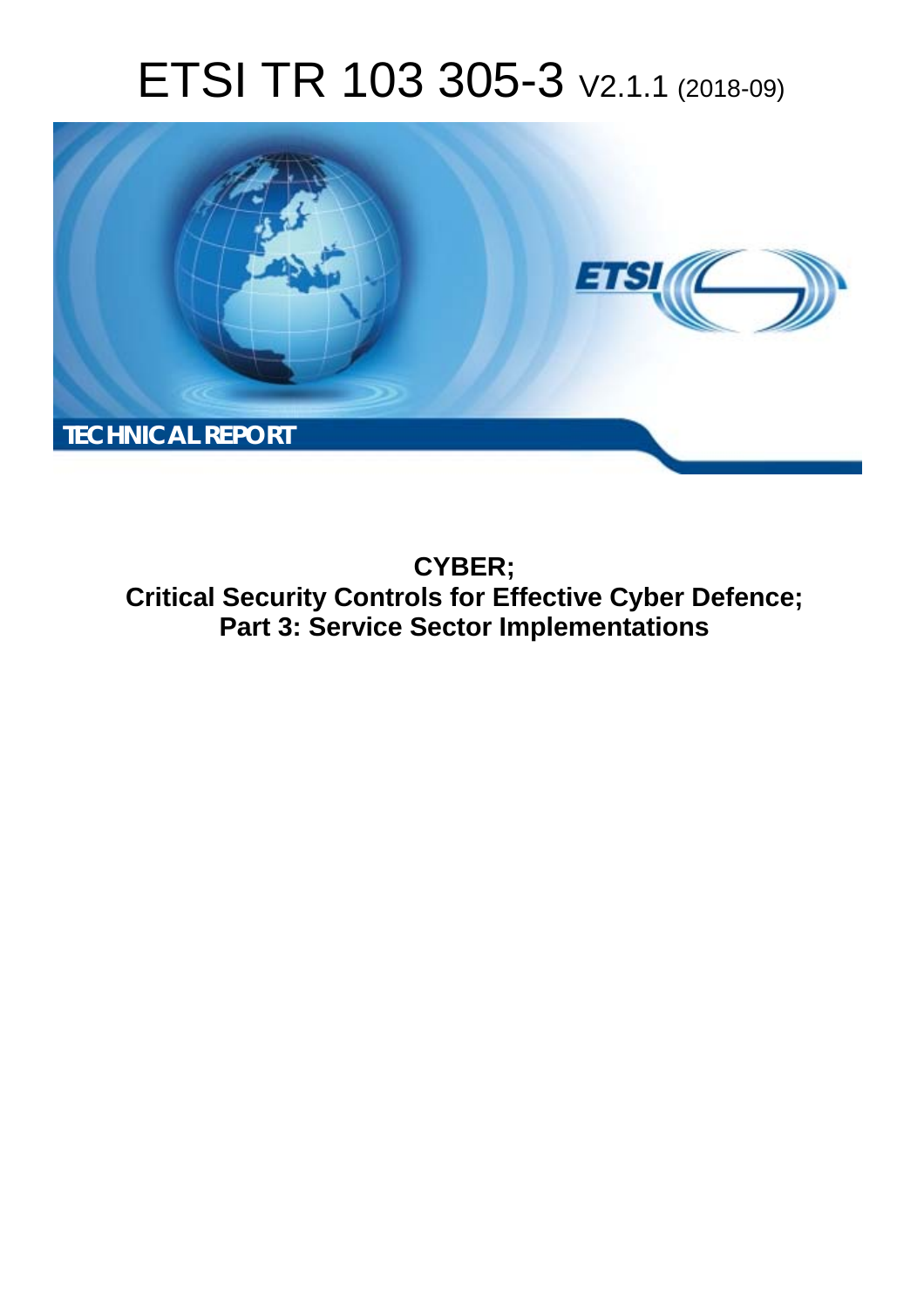# ETSI TR 103 305-3 V2.1.1 (2018-09)

TECHNICAL REPORT

**CYBER;**
**Critical Security Controls for Effective Cyber Defence;**
**Part 3: Service Sector Implementations**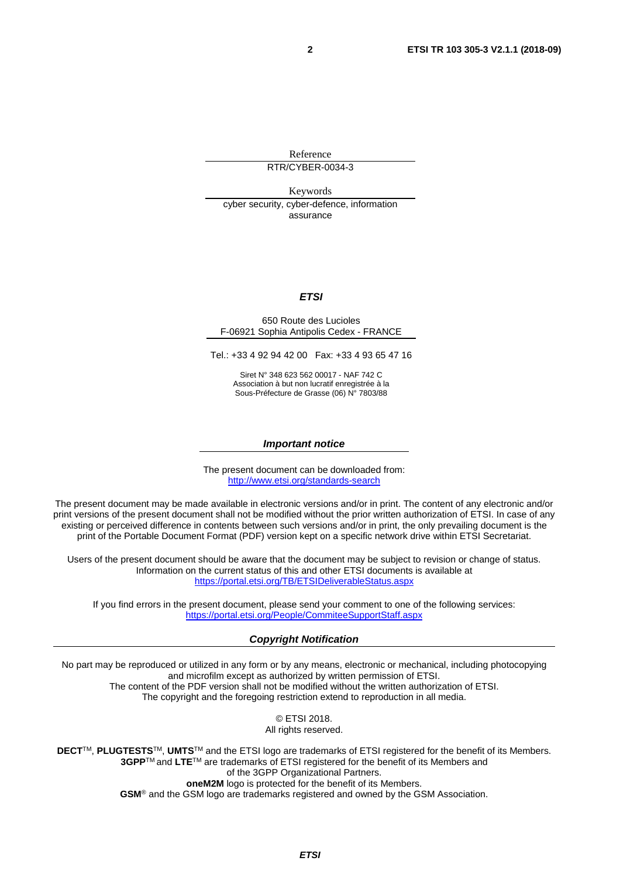Reference

RTR/CYBER-0034-3

Keywords

cyber security, cyber-defence, information assurance

***ETSI***

650 Route des Lucioles
F-06921 Sophia Antipolis Cedex - FRANCE

Tel.: +33 4 92 94 42 00   Fax: +33 4 93 65 47 16

Siret N° 348 623 562 00017 - NAF 742 C
Association à but non lucratif enregistrée à la
Sous-Préfecture de Grasse (06) N° 7803/88

***Important notice***

The present document can be downloaded from:
http://www.etsi.org/standards-search

The present document may be made available in electronic versions and/or in print. The content of any electronic and/or print versions of the present document shall not be modified without the prior written authorization of ETSI. In case of any existing or perceived difference in contents between such versions and/or in print, the only prevailing document is the print of the Portable Document Format (PDF) version kept on a specific network drive within ETSI Secretariat.

Users of the present document should be aware that the document may be subject to revision or change of status. Information on the current status of this and other ETSI documents is available at
https://portal.etsi.org/TB/ETSIDeliverableStatus.aspx

If you find errors in the present document, please send your comment to one of the following services:
https://portal.etsi.org/People/CommiteeSupportStaff.aspx

***Copyright Notification***

No part may be reproduced or utilized in any form or by any means, electronic or mechanical, including photocopying and microfilm except as authorized by written permission of ETSI.
The content of the PDF version shall not be modified without the written authorization of ETSI.
The copyright and the foregoing restriction extend to reproduction in all media.

© ETSI 2018.
All rights reserved.

**DECT**™, **PLUGTESTS**™, **UMTS**™ and the ETSI logo are trademarks of ETSI registered for the benefit of its Members.
**3GPP**™ and **LTE**™ are trademarks of ETSI registered for the benefit of its Members and of the 3GPP Organizational Partners.
**oneM2M** logo is protected for the benefit of its Members.
**GSM**® and the GSM logo are trademarks registered and owned by the GSM Association.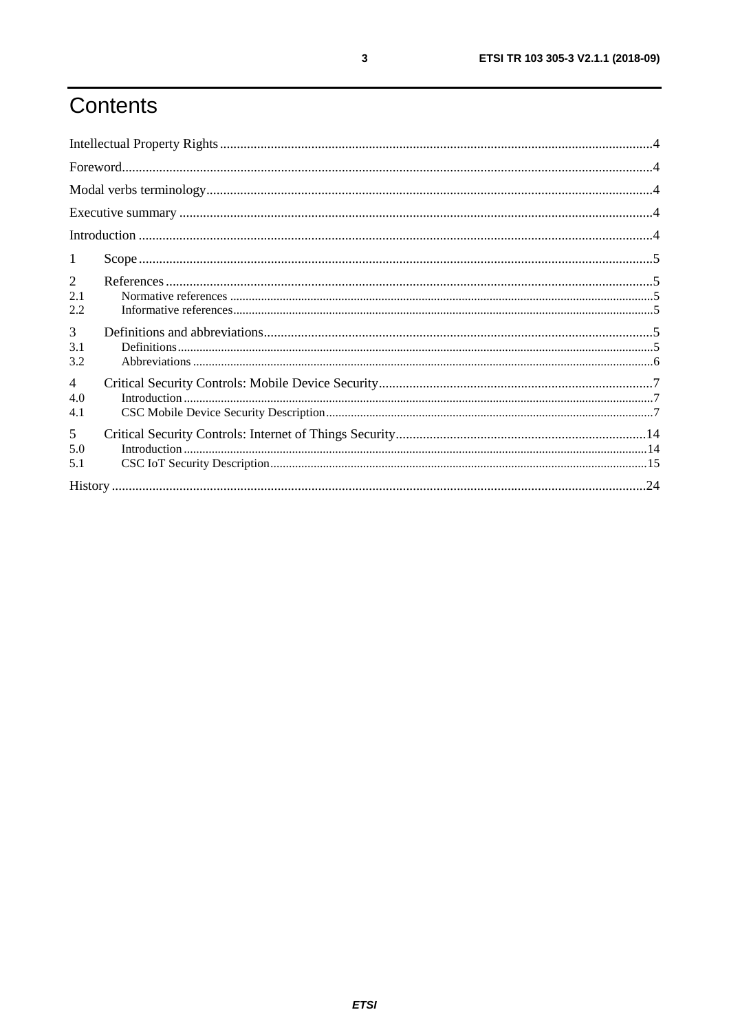# Contents

Intellectual Property Rights ..... 4

Foreword ..... 4

Modal verbs terminology ..... 4

Executive summary ..... 4

Introduction ..... 4

1 Scope ..... 5

2 References ..... 5
- 2.1 Normative references ..... 5
- 2.2 Informative references ..... 5

3 Definitions and abbreviations ..... 5
- 3.1 Definitions ..... 5
- 3.2 Abbreviations ..... 6

4 Critical Security Controls: Mobile Device Security ..... 7
- 4.0 Introduction ..... 7
- 4.1 CSC Mobile Device Security Description ..... 7

5 Critical Security Controls: Internet of Things Security ..... 14
- 5.0 Introduction ..... 14
- 5.1 CSC IoT Security Description ..... 15

History ..... 24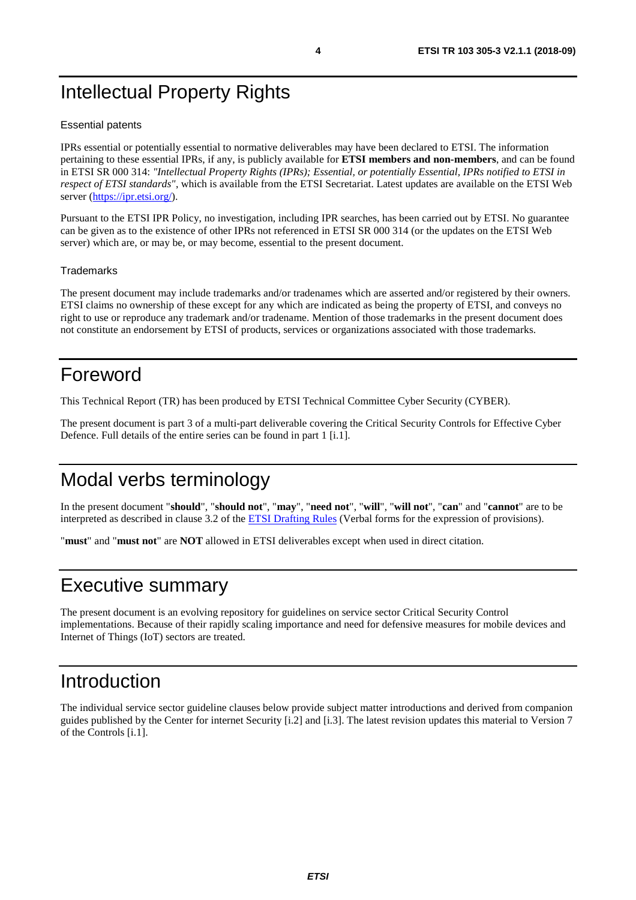# Intellectual Property Rights

Essential patents

IPRs essential or potentially essential to normative deliverables may have been declared to ETSI. The information pertaining to these essential IPRs, if any, is publicly available for **ETSI members and non-members**, and can be found in ETSI SR 000 314: *"Intellectual Property Rights (IPRs); Essential, or potentially Essential, IPRs notified to ETSI in respect of ETSI standards"*, which is available from the ETSI Secretariat. Latest updates are available on the ETSI Web server (https://ipr.etsi.org/).

Pursuant to the ETSI IPR Policy, no investigation, including IPR searches, has been carried out by ETSI. No guarantee can be given as to the existence of other IPRs not referenced in ETSI SR 000 314 (or the updates on the ETSI Web server) which are, or may be, or may become, essential to the present document.

Trademarks

The present document may include trademarks and/or tradenames which are asserted and/or registered by their owners. ETSI claims no ownership of these except for any which are indicated as being the property of ETSI, and conveys no right to use or reproduce any trademark and/or tradename. Mention of those trademarks in the present document does not constitute an endorsement by ETSI of products, services or organizations associated with those trademarks.

# Foreword

This Technical Report (TR) has been produced by ETSI Technical Committee Cyber Security (CYBER).

The present document is part 3 of a multi-part deliverable covering the Critical Security Controls for Effective Cyber Defence. Full details of the entire series can be found in part 1 [i.1].

# Modal verbs terminology

In the present document "**should**", "**should not**", "**may**", "**need not**", "**will**", "**will not**", "**can**" and "**cannot**" are to be interpreted as described in clause 3.2 of the ETSI Drafting Rules (Verbal forms for the expression of provisions).

"**must**" and "**must not**" are **NOT** allowed in ETSI deliverables except when used in direct citation.

# Executive summary

The present document is an evolving repository for guidelines on service sector Critical Security Control implementations. Because of their rapidly scaling importance and need for defensive measures for mobile devices and Internet of Things (IoT) sectors are treated.

# Introduction

The individual service sector guideline clauses below provide subject matter introductions and derived from companion guides published by the Center for internet Security [i.2] and [i.3]. The latest revision updates this material to Version 7 of the Controls [i.1].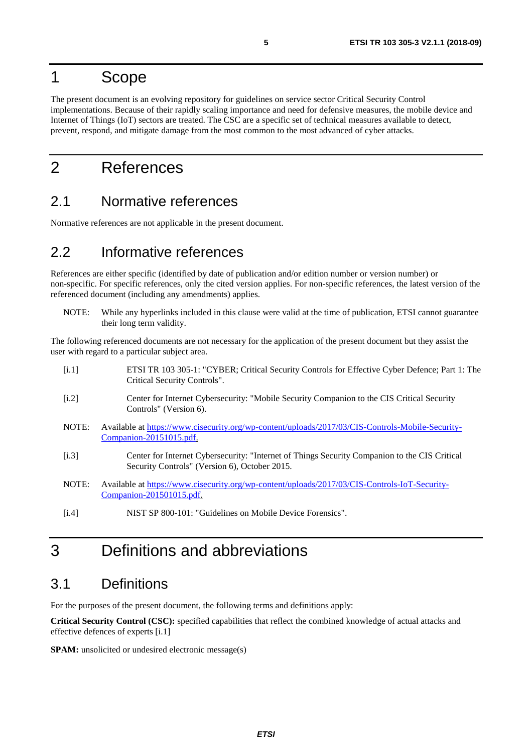# 1 Scope

The present document is an evolving repository for guidelines on service sector Critical Security Control implementations. Because of their rapidly scaling importance and need for defensive measures, the mobile device and Internet of Things (IoT) sectors are treated. The CSC are a specific set of technical measures available to detect, prevent, respond, and mitigate damage from the most common to the most advanced of cyber attacks.

# 2 References

## 2.1 Normative references

Normative references are not applicable in the present document.

## 2.2 Informative references

References are either specific (identified by date of publication and/or edition number or version number) or non-specific. For specific references, only the cited version applies. For non-specific references, the latest version of the referenced document (including any amendments) applies.

NOTE: While any hyperlinks included in this clause were valid at the time of publication, ETSI cannot guarantee their long term validity.

The following referenced documents are not necessary for the application of the present document but they assist the user with regard to a particular subject area.

[i.1] ETSI TR 103 305-1: "CYBER; Critical Security Controls for Effective Cyber Defence; Part 1: The Critical Security Controls".

[i.2] Center for Internet Cybersecurity: "Mobile Security Companion to the CIS Critical Security Controls" (Version 6).

NOTE: Available at https://www.cisecurity.org/wp-content/uploads/2017/03/CIS-Controls-Mobile-Security-Companion-20151015.pdf.

[i.3] Center for Internet Cybersecurity: "Internet of Things Security Companion to the CIS Critical Security Controls" (Version 6), October 2015.

NOTE: Available at https://www.cisecurity.org/wp-content/uploads/2017/03/CIS-Controls-IoT-Security-Companion-201501015.pdf.

[i.4] NIST SP 800-101: "Guidelines on Mobile Device Forensics".

# 3 Definitions and abbreviations

## 3.1 Definitions

For the purposes of the present document, the following terms and definitions apply:

**Critical Security Control (CSC):** specified capabilities that reflect the combined knowledge of actual attacks and effective defences of experts [i.1]

**SPAM:** unsolicited or undesired electronic message(s)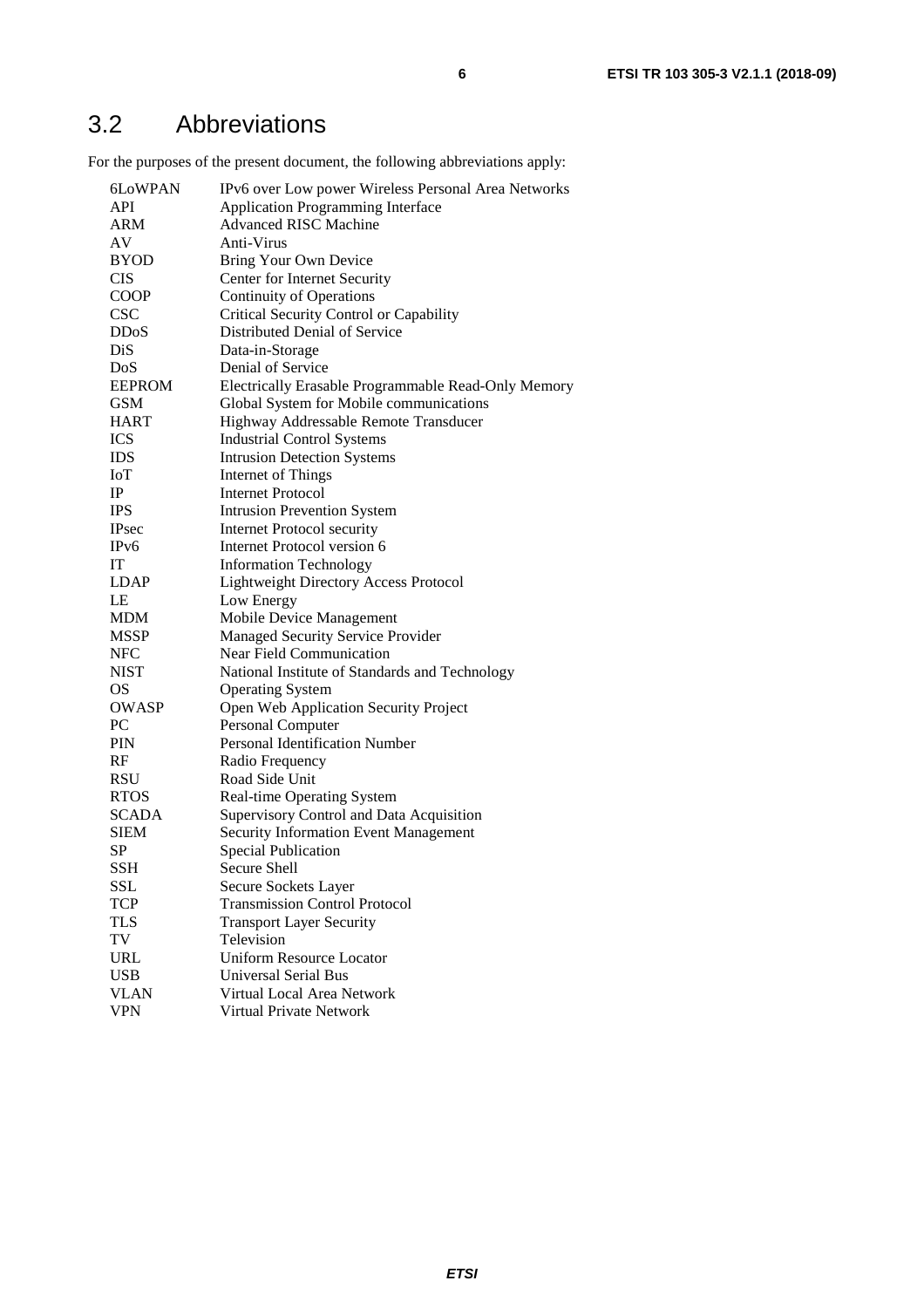## 3.2 Abbreviations

For the purposes of the present document, the following abbreviations apply:

| | |
|---|---|
| 6LoWPAN | IPv6 over Low power Wireless Personal Area Networks |
| API | Application Programming Interface |
| ARM | Advanced RISC Machine |
| AV | Anti-Virus |
| BYOD | Bring Your Own Device |
| CIS | Center for Internet Security |
| COOP | Continuity of Operations |
| CSC | Critical Security Control or Capability |
| DDoS | Distributed Denial of Service |
| DiS | Data-in-Storage |
| DoS | Denial of Service |
| EEPROM | Electrically Erasable Programmable Read-Only Memory |
| GSM | Global System for Mobile communications |
| HART | Highway Addressable Remote Transducer |
| ICS | Industrial Control Systems |
| IDS | Intrusion Detection Systems |
| IoT | Internet of Things |
| IP | Internet Protocol |
| IPS | Intrusion Prevention System |
| IPsec | Internet Protocol security |
| IPv6 | Internet Protocol version 6 |
| IT | Information Technology |
| LDAP | Lightweight Directory Access Protocol |
| LE | Low Energy |
| MDM | Mobile Device Management |
| MSSP | Managed Security Service Provider |
| NFC | Near Field Communication |
| NIST | National Institute of Standards and Technology |
| OS | Operating System |
| OWASP | Open Web Application Security Project |
| PC | Personal Computer |
| PIN | Personal Identification Number |
| RF | Radio Frequency |
| RSU | Road Side Unit |
| RTOS | Real-time Operating System |
| SCADA | Supervisory Control and Data Acquisition |
| SIEM | Security Information Event Management |
| SP | Special Publication |
| SSH | Secure Shell |
| SSL | Secure Sockets Layer |
| TCP | Transmission Control Protocol |
| TLS | Transport Layer Security |
| TV | Television |
| URL | Uniform Resource Locator |
| USB | Universal Serial Bus |
| VLAN | Virtual Local Area Network |
| VPN | Virtual Private Network |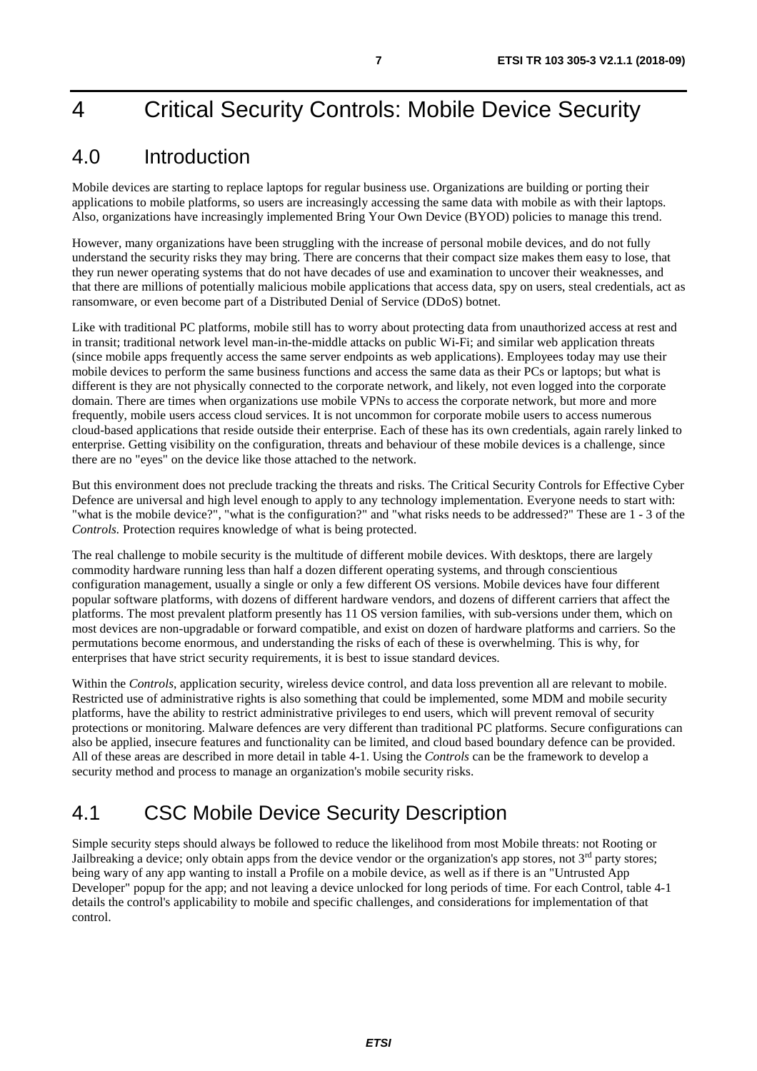# 4 Critical Security Controls: Mobile Device Security

## 4.0 Introduction

Mobile devices are starting to replace laptops for regular business use. Organizations are building or porting their applications to mobile platforms, so users are increasingly accessing the same data with mobile as with their laptops. Also, organizations have increasingly implemented Bring Your Own Device (BYOD) policies to manage this trend.

However, many organizations have been struggling with the increase of personal mobile devices, and do not fully understand the security risks they may bring. There are concerns that their compact size makes them easy to lose, that they run newer operating systems that do not have decades of use and examination to uncover their weaknesses, and that there are millions of potentially malicious mobile applications that access data, spy on users, steal credentials, act as ransomware, or even become part of a Distributed Denial of Service (DDoS) botnet.

Like with traditional PC platforms, mobile still has to worry about protecting data from unauthorized access at rest and in transit; traditional network level man-in-the-middle attacks on public Wi-Fi; and similar web application threats (since mobile apps frequently access the same server endpoints as web applications). Employees today may use their mobile devices to perform the same business functions and access the same data as their PCs or laptops; but what is different is they are not physically connected to the corporate network, and likely, not even logged into the corporate domain. There are times when organizations use mobile VPNs to access the corporate network, but more and more frequently, mobile users access cloud services. It is not uncommon for corporate mobile users to access numerous cloud-based applications that reside outside their enterprise. Each of these has its own credentials, again rarely linked to enterprise. Getting visibility on the configuration, threats and behaviour of these mobile devices is a challenge, since there are no "eyes" on the device like those attached to the network.

But this environment does not preclude tracking the threats and risks. The Critical Security Controls for Effective Cyber Defence are universal and high level enough to apply to any technology implementation. Everyone needs to start with: "what is the mobile device?", "what is the configuration?" and "what risks needs to be addressed?" These are 1 - 3 of the *Controls.* Protection requires knowledge of what is being protected.

The real challenge to mobile security is the multitude of different mobile devices. With desktops, there are largely commodity hardware running less than half a dozen different operating systems, and through conscientious configuration management, usually a single or only a few different OS versions. Mobile devices have four different popular software platforms, with dozens of different hardware vendors, and dozens of different carriers that affect the platforms. The most prevalent platform presently has 11 OS version families, with sub-versions under them, which on most devices are non-upgradable or forward compatible, and exist on dozen of hardware platforms and carriers. So the permutations become enormous, and understanding the risks of each of these is overwhelming. This is why, for enterprises that have strict security requirements, it is best to issue standard devices.

Within the *Controls*, application security, wireless device control, and data loss prevention all are relevant to mobile. Restricted use of administrative rights is also something that could be implemented, some MDM and mobile security platforms, have the ability to restrict administrative privileges to end users, which will prevent removal of security protections or monitoring. Malware defences are very different than traditional PC platforms. Secure configurations can also be applied, insecure features and functionality can be limited, and cloud based boundary defence can be provided. All of these areas are described in more detail in table 4-1. Using the *Controls* can be the framework to develop a security method and process to manage an organization's mobile security risks.

## 4.1 CSC Mobile Device Security Description

Simple security steps should always be followed to reduce the likelihood from most Mobile threats: not Rooting or Jailbreaking a device; only obtain apps from the device vendor or the organization's app stores, not 3rd party stores; being wary of any app wanting to install a Profile on a mobile device, as well as if there is an "Untrusted App Developer" popup for the app; and not leaving a device unlocked for long periods of time. For each Control, table 4-1 details the control's applicability to mobile and specific challenges, and considerations for implementation of that control.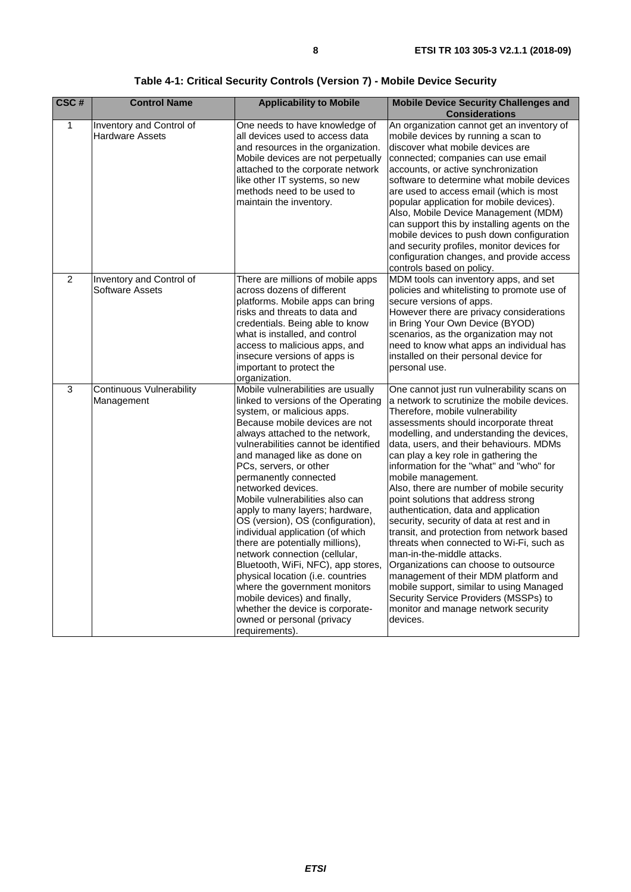**Table 4-1: Critical Security Controls (Version 7) - Mobile Device Security**

| CSC # | Control Name | Applicability to Mobile | Mobile Device Security Challenges and Considerations |
|---|---|---|---|
| 1 | Inventory and Control of Hardware Assets | One needs to have knowledge of all devices used to access data and resources in the organization. Mobile devices are not perpetually attached to the corporate network like other IT systems, so new methods need to be used to maintain the inventory. | An organization cannot get an inventory of mobile devices by running a scan to discover what mobile devices are connected; companies can use email accounts, or active synchronization software to determine what mobile devices are used to access email (which is most popular application for mobile devices). Also, Mobile Device Management (MDM) can support this by installing agents on the mobile devices to push down configuration and security profiles, monitor devices for configuration changes, and provide access controls based on policy. |
| 2 | Inventory and Control of Software Assets | There are millions of mobile apps across dozens of different platforms. Mobile apps can bring risks and threats to data and credentials. Being able to know what is installed, and control access to malicious apps, and insecure versions of apps is important to protect the organization. | MDM tools can inventory apps, and set policies and whitelisting to promote use of secure versions of apps.<br>However there are privacy considerations in Bring Your Own Device (BYOD) scenarios, as the organization may not need to know what apps an individual has installed on their personal device for personal use. |
| 3 | Continuous Vulnerability Management | Mobile vulnerabilities are usually linked to versions of the Operating system, or malicious apps. Because mobile devices are not always attached to the network, vulnerabilities cannot be identified and managed like as done on PCs, servers, or other permanently connected networked devices.<br>Mobile vulnerabilities also can apply to many layers; hardware, OS (version), OS (configuration), individual application (of which there are potentially millions), network connection (cellular, Bluetooth, WiFi, NFC), app stores, physical location (i.e. countries where the government monitors mobile devices) and finally, whether the device is corporate-owned or personal (privacy requirements). | One cannot just run vulnerability scans on a network to scrutinize the mobile devices. Therefore, mobile vulnerability assessments should incorporate threat modelling, and understanding the devices, data, users, and their behaviours. MDMs can play a key role in gathering the information for the "what" and "who" for mobile management.<br>Also, there are number of mobile security point solutions that address strong authentication, data and application security, security of data at rest and in transit, and protection from network based threats when connected to Wi-Fi, such as man-in-the-middle attacks.<br>Organizations can choose to outsource management of their MDM platform and mobile support, similar to using Managed Security Service Providers (MSSPs) to monitor and manage network security devices. |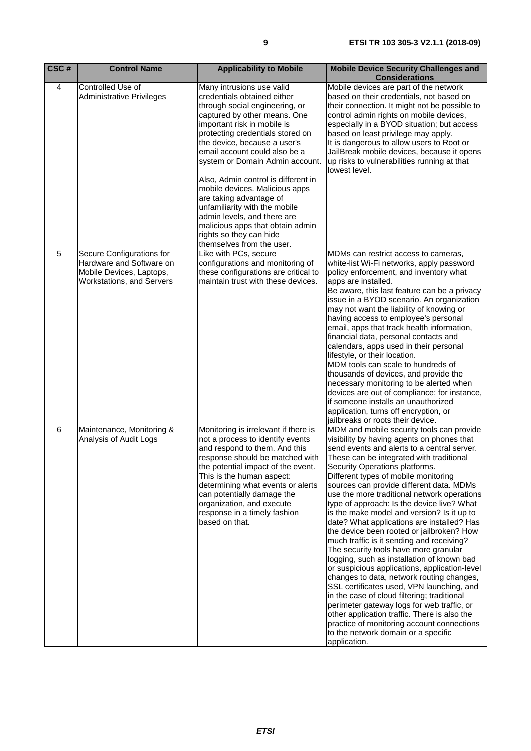| CSC # | Control Name | Applicability to Mobile | Mobile Device Security Challenges and Considerations |
|---|---|---|---|
| 4 | Controlled Use of Administrative Privileges | Many intrusions use valid credentials obtained either through social engineering, or captured by other means. One important risk in mobile is protecting credentials stored on the device, because a user's email account could also be a system or Domain Admin account.<br><br>Also, Admin control is different in mobile devices. Malicious apps are taking advantage of unfamiliarity with the mobile admin levels, and there are malicious apps that obtain admin rights so they can hide themselves from the user. | Mobile devices are part of the network based on their credentials, not based on their connection. It might not be possible to control admin rights on mobile devices, especially in a BYOD situation; but access based on least privilege may apply.<br>It is dangerous to allow users to Root or JailBreak mobile devices, because it opens up risks to vulnerabilities running at that lowest level. |
| 5 | Secure Configurations for Hardware and Software on Mobile Devices, Laptops, Workstations, and Servers | Like with PCs, secure configurations and monitoring of these configurations are critical to maintain trust with these devices. | MDMs can restrict access to cameras, white-list Wi-Fi networks, apply password policy enforcement, and inventory what apps are installed.<br>Be aware, this last feature can be a privacy issue in a BYOD scenario. An organization may not want the liability of knowing or having access to employee's personal email, apps that track health information, financial data, personal contacts and calendars, apps used in their personal lifestyle, or their location.<br>MDM tools can scale to hundreds of thousands of devices, and provide the necessary monitoring to be alerted when devices are out of compliance; for instance, if someone installs an unauthorized application, turns off encryption, or jailbreaks or roots their device. |
| 6 | Maintenance, Monitoring & Analysis of Audit Logs | Monitoring is irrelevant if there is not a process to identify events and respond to them. And this response should be matched with the potential impact of the event. This is the human aspect: determining what events or alerts can potentially damage the organization, and execute response in a timely fashion based on that. | MDM and mobile security tools can provide visibility by having agents on phones that send events and alerts to a central server. These can be integrated with traditional Security Operations platforms.<br>Different types of mobile monitoring sources can provide different data. MDMs use the more traditional network operations type of approach: Is the device live? What is the make model and version? Is it up to date? What applications are installed? Has the device been rooted or jailbroken? How much traffic is it sending and receiving? The security tools have more granular logging, such as installation of known bad or suspicious applications, application-level changes to data, network routing changes, SSL certificates used, VPN launching, and in the case of cloud filtering; traditional perimeter gateway logs for web traffic, or other application traffic. There is also the practice of monitoring account connections to the network domain or a specific application. |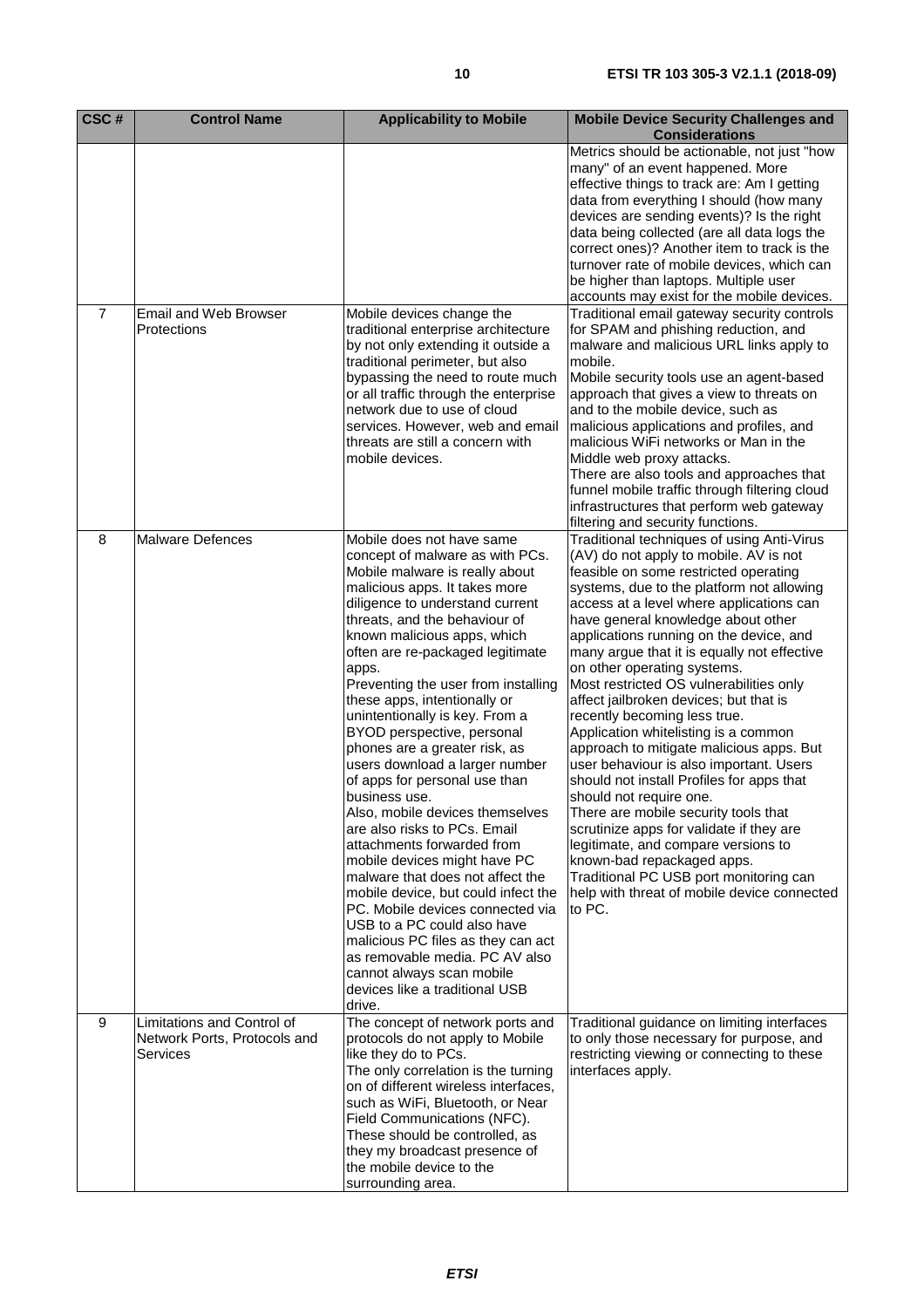| CSC # | Control Name | Applicability to Mobile | Mobile Device Security Challenges and Considerations |
|---|---|---|---|
| | | | Metrics should be actionable, not just "how many" of an event happened. More effective things to track are: Am I getting data from everything I should (how many devices are sending events)? Is the right data being collected (are all data logs the correct ones)? Another item to track is the turnover rate of mobile devices, which can be higher than laptops. Multiple user accounts may exist for the mobile devices. |
| 7 | Email and Web Browser Protections | Mobile devices change the traditional enterprise architecture by not only extending it outside a traditional perimeter, but also bypassing the need to route much or all traffic through the enterprise network due to use of cloud services. However, web and email threats are still a concern with mobile devices. | Traditional email gateway security controls for SPAM and phishing reduction, and malware and malicious URL links apply to mobile.<br>Mobile security tools use an agent-based approach that gives a view to threats on and to the mobile device, such as malicious applications and profiles, and malicious WiFi networks or Man in the Middle web proxy attacks.<br>There are also tools and approaches that funnel mobile traffic through filtering cloud infrastructures that perform web gateway filtering and security functions. |
| 8 | Malware Defences | Mobile does not have same concept of malware as with PCs. Mobile malware is really about malicious apps. It takes more diligence to understand current threats, and the behaviour of known malicious apps, which often are re-packaged legitimate apps.<br>Preventing the user from installing these apps, intentionally or unintentionally is key. From a BYOD perspective, personal phones are a greater risk, as users download a larger number of apps for personal use than business use.<br>Also, mobile devices themselves are also risks to PCs. Email attachments forwarded from mobile devices might have PC malware that does not affect the mobile device, but could infect the PC. Mobile devices connected via USB to a PC could also have malicious PC files as they can act as removable media. PC AV also cannot always scan mobile devices like a traditional USB drive. | Traditional techniques of using Anti-Virus (AV) do not apply to mobile. AV is not feasible on some restricted operating systems, due to the platform not allowing access at a level where applications can have general knowledge about other applications running on the device, and many argue that it is equally not effective on other operating systems.<br>Most restricted OS vulnerabilities only affect jailbroken devices; but that is recently becoming less true.<br>Application whitelisting is a common approach to mitigate malicious apps. But user behaviour is also important. Users should not install Profiles for apps that should not require one.<br>There are mobile security tools that scrutinize apps for validate if they are legitimate, and compare versions to known-bad repackaged apps.<br>Traditional PC USB port monitoring can help with threat of mobile device connected to PC. |
| 9 | Limitations and Control of Network Ports, Protocols and Services | The concept of network ports and protocols do not apply to Mobile like they do to PCs.<br>The only correlation is the turning on of different wireless interfaces, such as WiFi, Bluetooth, or Near Field Communications (NFC). These should be controlled, as they my broadcast presence of the mobile device to the surrounding area. | Traditional guidance on limiting interfaces to only those necessary for purpose, and restricting viewing or connecting to these interfaces apply. |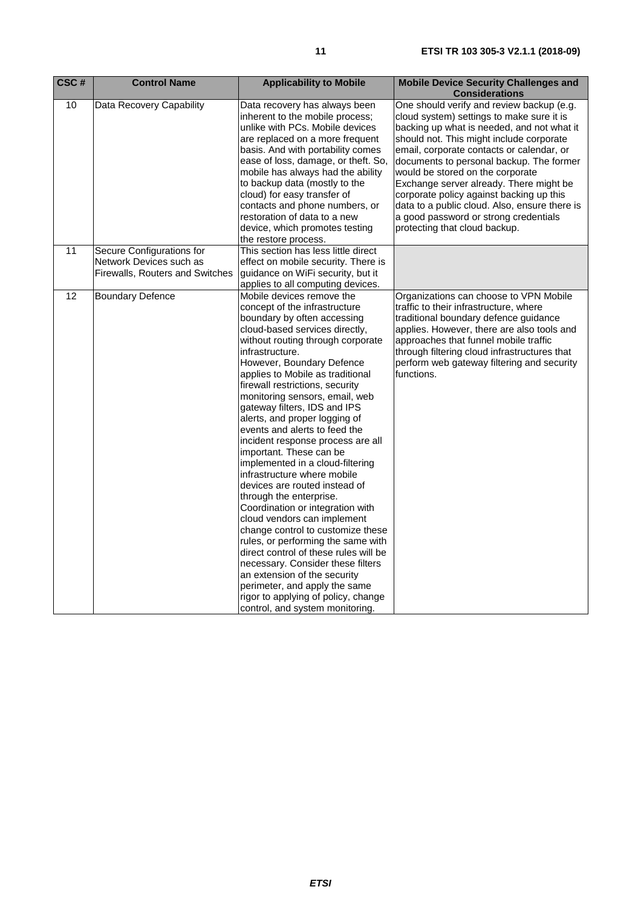| CSC # | Control Name | Applicability to Mobile | Mobile Device Security Challenges and Considerations |
|---|---|---|---|
| 10 | Data Recovery Capability | Data recovery has always been inherent to the mobile process; unlike with PCs. Mobile devices are replaced on a more frequent basis. And with portability comes ease of loss, damage, or theft. So, mobile has always had the ability to backup data (mostly to the cloud) for easy transfer of contacts and phone numbers, or restoration of data to a new device, which promotes testing the restore process. | One should verify and review backup (e.g. cloud system) settings to make sure it is backing up what is needed, and not what it should not. This might include corporate email, corporate contacts or calendar, or documents to personal backup. The former would be stored on the corporate Exchange server already. There might be corporate policy against backing up this data to a public cloud. Also, ensure there is a good password or strong credentials protecting that cloud backup. |
| 11 | Secure Configurations for Network Devices such as Firewalls, Routers and Switches | This section has less little direct effect on mobile security. There is guidance on WiFi security, but it applies to all computing devices. | |
| 12 | Boundary Defence | Mobile devices remove the concept of the infrastructure boundary by often accessing cloud-based services directly, without routing through corporate infrastructure.<br>However, Boundary Defence applies to Mobile as traditional firewall restrictions, security monitoring sensors, email, web gateway filters, IDS and IPS alerts, and proper logging of events and alerts to feed the incident response process are all important. These can be implemented in a cloud-filtering infrastructure where mobile devices are routed instead of through the enterprise.<br>Coordination or integration with cloud vendors can implement change control to customize these rules, or performing the same with direct control of these rules will be necessary. Consider these filters an extension of the security perimeter, and apply the same rigor to applying of policy, change control, and system monitoring. | Organizations can choose to VPN Mobile traffic to their infrastructure, where traditional boundary defence guidance applies. However, there are also tools and approaches that funnel mobile traffic through filtering cloud infrastructures that perform web gateway filtering and security functions. |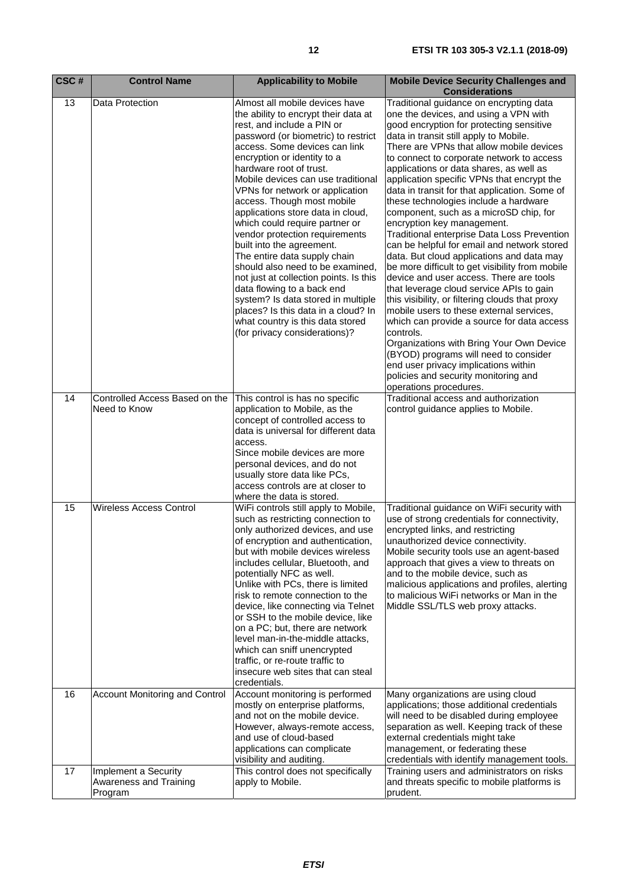| CSC # | Control Name | Applicability to Mobile | Mobile Device Security Challenges and Considerations |
|---|---|---|---|
| 13 | Data Protection | Almost all mobile devices have the ability to encrypt their data at rest, and include a PIN or password (or biometric) to restrict access. Some devices can link encryption or identity to a hardware root of trust. Mobile devices can use traditional VPNs for network or application access. Though most mobile applications store data in cloud, which could require partner or vendor protection requirements built into the agreement. The entire data supply chain should also need to be examined, not just at collection points. Is this data flowing to a back end system? Is data stored in multiple places? Is this data in a cloud? In what country is this data stored (for privacy considerations)? | Traditional guidance on encrypting data one the devices, and using a VPN with good encryption for protecting sensitive data in transit still apply to Mobile. There are VPNs that allow mobile devices to connect to corporate network to access applications or data shares, as well as application specific VPNs that encrypt the data in transit for that application. Some of these technologies include a hardware component, such as a microSD chip, for encryption key management. Traditional enterprise Data Loss Prevention can be helpful for email and network stored data. But cloud applications and data may be more difficult to get visibility from mobile device and user access. There are tools that leverage cloud service APIs to gain this visibility, or filtering clouds that proxy mobile users to these external services, which can provide a source for data access controls. Organizations with Bring Your Own Device (BYOD) programs will need to consider end user privacy implications within policies and security monitoring and operations procedures. |
| 14 | Controlled Access Based on the Need to Know | This control is has no specific application to Mobile, as the concept of controlled access to data is universal for different data access. Since mobile devices are more personal devices, and do not usually store data like PCs, access controls are at closer to where the data is stored. | Traditional access and authorization control guidance applies to Mobile. |
| 15 | Wireless Access Control | WiFi controls still apply to Mobile, such as restricting connection to only authorized devices, and use of encryption and authentication, but with mobile devices wireless includes cellular, Bluetooth, and potentially NFC as well. Unlike with PCs, there is limited risk to remote connection to the device, like connecting via Telnet or SSH to the mobile device, like on a PC; but, there are network level man-in-the-middle attacks, which can sniff unencrypted traffic, or re-route traffic to insecure web sites that can steal credentials. | Traditional guidance on WiFi security with use of strong credentials for connectivity, encrypted links, and restricting unauthorized device connectivity. Mobile security tools use an agent-based approach that gives a view to threats on and to the mobile device, such as malicious applications and profiles, alerting to malicious WiFi networks or Man in the Middle SSL/TLS web proxy attacks. |
| 16 | Account Monitoring and Control | Account monitoring is performed mostly on enterprise platforms, and not on the mobile device. However, always-remote access, and use of cloud-based applications can complicate visibility and auditing. | Many organizations are using cloud applications; those additional credentials will need to be disabled during employee separation as well. Keeping track of these external credentials might take management, or federating these credentials with identify management tools. |
| 17 | Implement a Security Awareness and Training Program | This control does not specifically apply to Mobile. | Training users and administrators on risks and threats specific to mobile platforms is prudent. |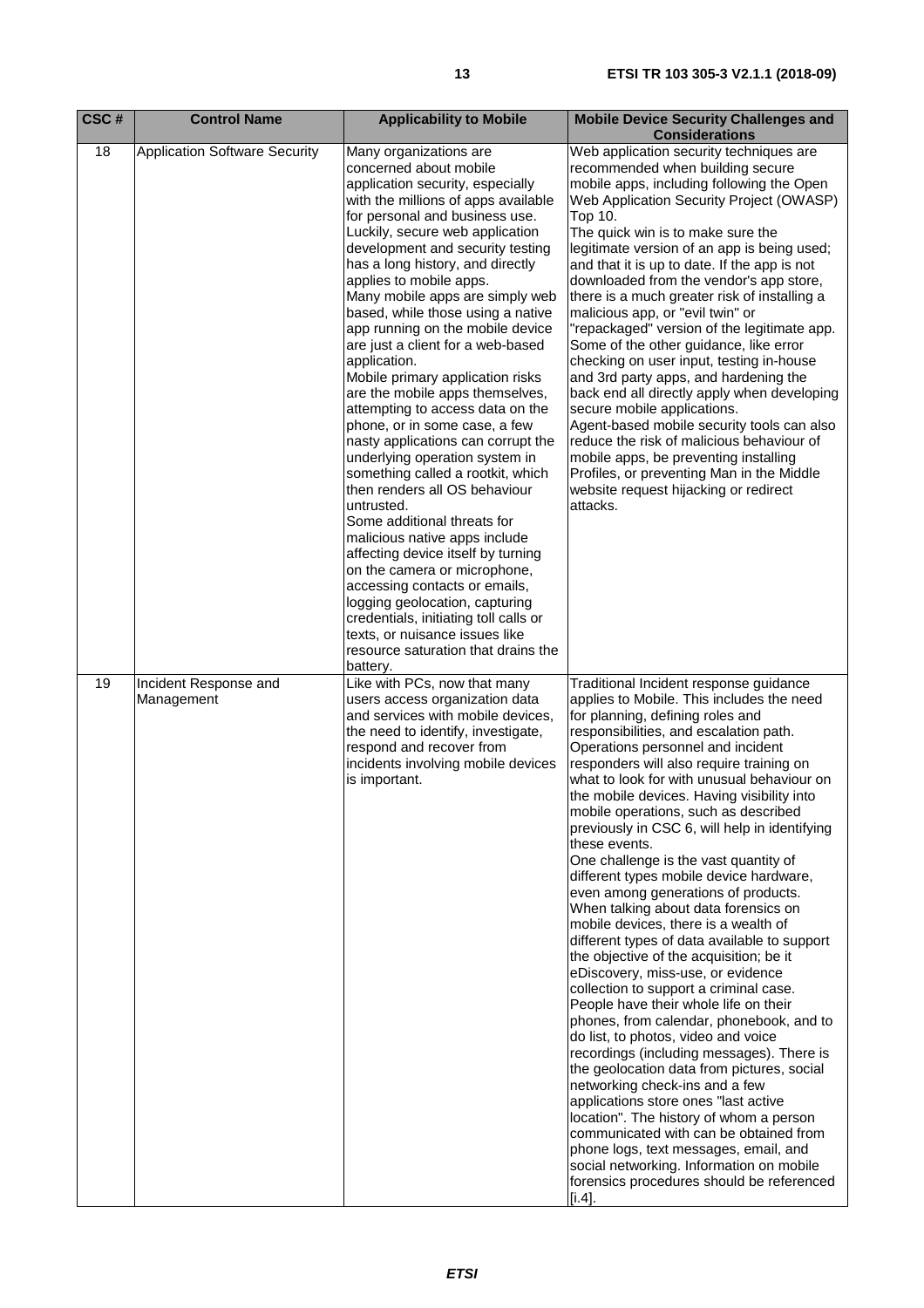| CSC # | Control Name | Applicability to Mobile | Mobile Device Security Challenges and Considerations |
| --- | --- | --- | --- |
| 18 | Application Software Security | Many organizations are concerned about mobile application security, especially with the millions of apps available for personal and business use. Luckily, secure web application development and security testing has a long history, and directly applies to mobile apps.<br>Many mobile apps are simply web based, while those using a native app running on the mobile device are just a client for a web-based application.<br>Mobile primary application risks are the mobile apps themselves, attempting to access data on the phone, or in some case, a few nasty applications can corrupt the underlying operation system in something called a rootkit, which then renders all OS behaviour untrusted.<br>Some additional threats for malicious native apps include affecting device itself by turning on the camera or microphone, accessing contacts or emails, logging geolocation, capturing credentials, initiating toll calls or texts, or nuisance issues like resource saturation that drains the battery. | Web application security techniques are recommended when building secure mobile apps, including following the Open Web Application Security Project (OWASP) Top 10.<br>The quick win is to make sure the legitimate version of an app is being used; and that it is up to date. If the app is not downloaded from the vendor's app store, there is a much greater risk of installing a malicious app, or "evil twin" or "repackaged" version of the legitimate app. Some of the other guidance, like error checking on user input, testing in-house and 3rd party apps, and hardening the back end all directly apply when developing secure mobile applications.<br>Agent-based mobile security tools can also reduce the risk of malicious behaviour of mobile apps, be preventing installing Profiles, or preventing Man in the Middle website request hijacking or redirect attacks. |
| 19 | Incident Response and Management | Like with PCs, now that many users access organization data and services with mobile devices, the need to identify, investigate, respond and recover from incidents involving mobile devices is important. | Traditional Incident response guidance applies to Mobile. This includes the need for planning, defining roles and responsibilities, and escalation path. Operations personnel and incident responders will also require training on what to look for with unusual behaviour on the mobile devices. Having visibility into mobile operations, such as described previously in CSC 6, will help in identifying these events.<br>One challenge is the vast quantity of different types mobile device hardware, even among generations of products. When talking about data forensics on mobile devices, there is a wealth of different types of data available to support the objective of the acquisition; be it eDiscovery, miss-use, or evidence collection to support a criminal case. People have their whole life on their phones, from calendar, phonebook, and to do list, to photos, video and voice recordings (including messages). There is the geolocation data from pictures, social networking check-ins and a few applications store ones "last active location". The history of whom a person communicated with can be obtained from phone logs, text messages, email, and social networking. Information on mobile forensics procedures should be referenced [i.4]. |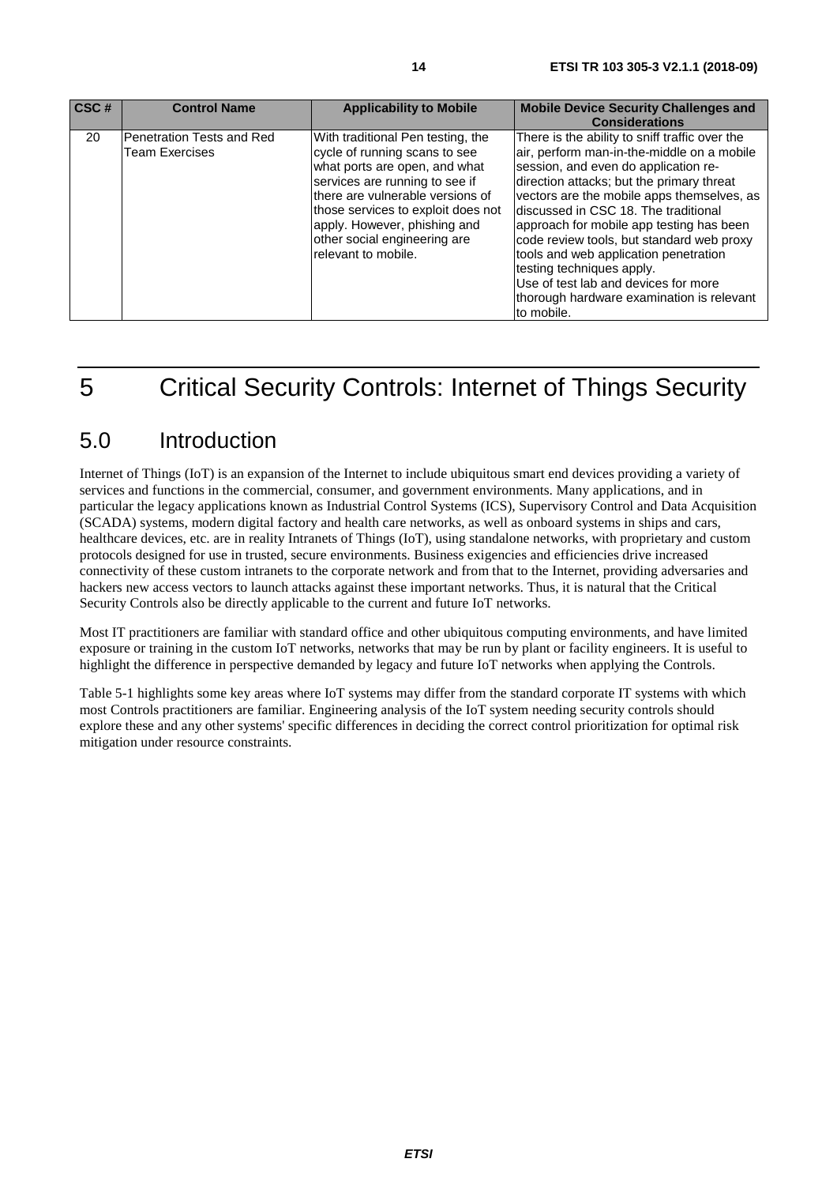| CSC # | Control Name | Applicability to Mobile | Mobile Device Security Challenges and Considerations |
| --- | --- | --- | --- |
| 20 | Penetration Tests and Red Team Exercises | With traditional Pen testing, the cycle of running scans to see what ports are open, and what services are running to see if there are vulnerable versions of those services to exploit does not apply. However, phishing and other social engineering are relevant to mobile. | There is the ability to sniff traffic over the air, perform man-in-the-middle on a mobile session, and even do application re-direction attacks; but the primary threat vectors are the mobile apps themselves, as discussed in CSC 18. The traditional approach for mobile app testing has been code review tools, but standard web proxy tools and web application penetration testing techniques apply.<br>Use of test lab and devices for more thorough hardware examination is relevant to mobile. |

# 5 Critical Security Controls: Internet of Things Security

## 5.0 Introduction

Internet of Things (IoT) is an expansion of the Internet to include ubiquitous smart end devices providing a variety of services and functions in the commercial, consumer, and government environments. Many applications, and in particular the legacy applications known as Industrial Control Systems (ICS), Supervisory Control and Data Acquisition (SCADA) systems, modern digital factory and health care networks, as well as onboard systems in ships and cars, healthcare devices, etc. are in reality Intranets of Things (IoT), using standalone networks, with proprietary and custom protocols designed for use in trusted, secure environments. Business exigencies and efficiencies drive increased connectivity of these custom intranets to the corporate network and from that to the Internet, providing adversaries and hackers new access vectors to launch attacks against these important networks. Thus, it is natural that the Critical Security Controls also be directly applicable to the current and future IoT networks.

Most IT practitioners are familiar with standard office and other ubiquitous computing environments, and have limited exposure or training in the custom IoT networks, networks that may be run by plant or facility engineers. It is useful to highlight the difference in perspective demanded by legacy and future IoT networks when applying the Controls.

Table 5-1 highlights some key areas where IoT systems may differ from the standard corporate IT systems with which most Controls practitioners are familiar. Engineering analysis of the IoT system needing security controls should explore these and any other systems' specific differences in deciding the correct control prioritization for optimal risk mitigation under resource constraints.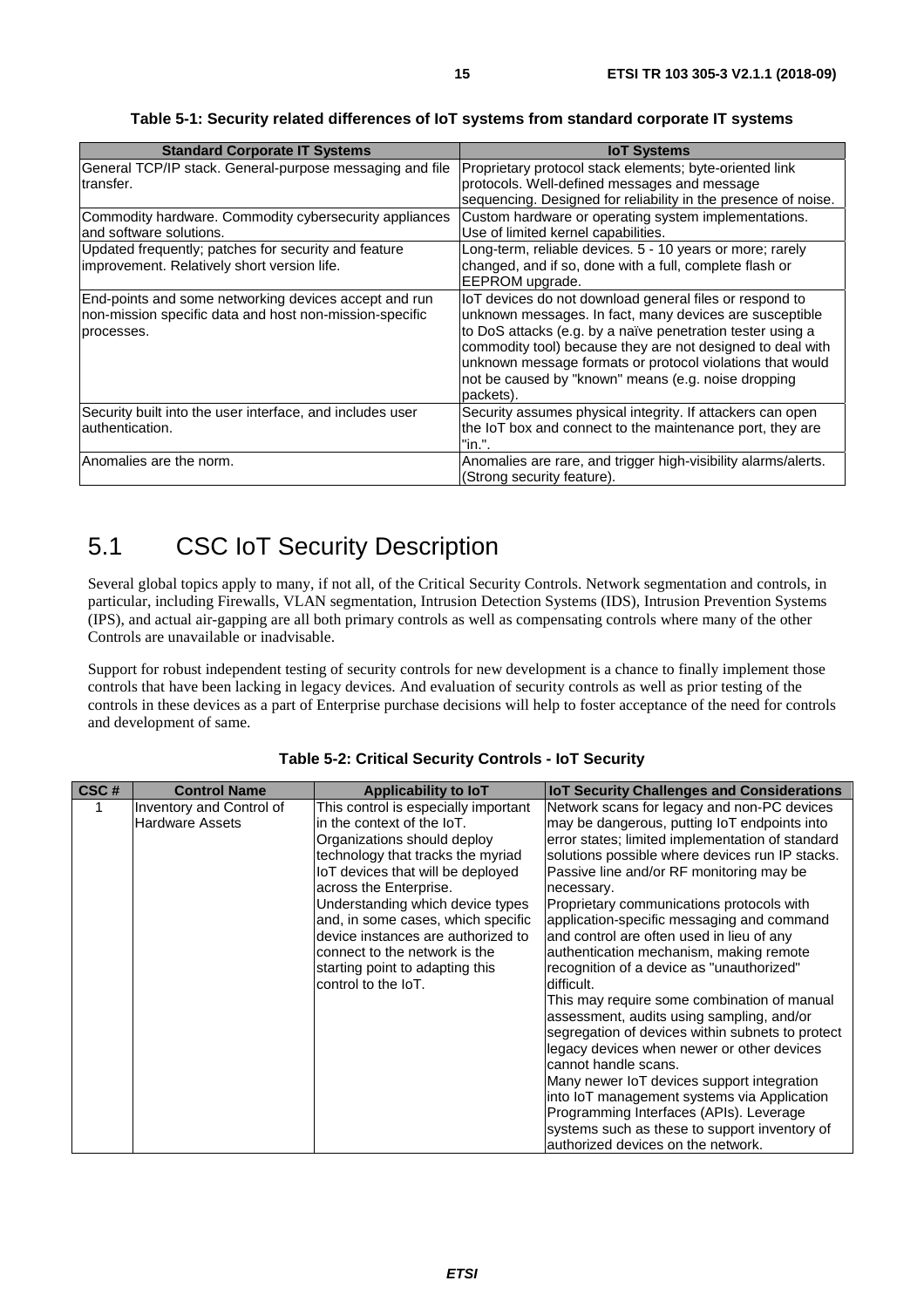**Table 5-1: Security related differences of IoT systems from standard corporate IT systems**

| Standard Corporate IT Systems | IoT Systems |
|---|---|
| General TCP/IP stack. General-purpose messaging and file transfer. | Proprietary protocol stack elements; byte-oriented link protocols. Well-defined messages and message sequencing. Designed for reliability in the presence of noise. |
| Commodity hardware. Commodity cybersecurity appliances and software solutions. | Custom hardware or operating system implementations. Use of limited kernel capabilities. |
| Updated frequently; patches for security and feature improvement. Relatively short version life. | Long-term, reliable devices. 5 - 10 years or more; rarely changed, and if so, done with a full, complete flash or EEPROM upgrade. |
| End-points and some networking devices accept and run non-mission specific data and host non-mission-specific processes. | IoT devices do not download general files or respond to unknown messages. In fact, many devices are susceptible to DoS attacks (e.g. by a naïve penetration tester using a commodity tool) because they are not designed to deal with unknown message formats or protocol violations that would not be caused by "known" means (e.g. noise dropping packets). |
| Security built into the user interface, and includes user authentication. | Security assumes physical integrity. If attackers can open the IoT box and connect to the maintenance port, they are "in.". |
| Anomalies are the norm. | Anomalies are rare, and trigger high-visibility alarms/alerts. (Strong security feature). |

## 5.1 CSC IoT Security Description

Several global topics apply to many, if not all, of the Critical Security Controls. Network segmentation and controls, in particular, including Firewalls, VLAN segmentation, Intrusion Detection Systems (IDS), Intrusion Prevention Systems (IPS), and actual air-gapping are all both primary controls as well as compensating controls where many of the other Controls are unavailable or inadvisable.

Support for robust independent testing of security controls for new development is a chance to finally implement those controls that have been lacking in legacy devices. And evaluation of security controls as well as prior testing of the controls in these devices as a part of Enterprise purchase decisions will help to foster acceptance of the need for controls and development of same.

**Table 5-2: Critical Security Controls - IoT Security**

| CSC # | Control Name | Applicability to IoT | IoT Security Challenges and Considerations |
|---|---|---|---|
| 1 | Inventory and Control of Hardware Assets | This control is especially important in the context of the IoT. Organizations should deploy technology that tracks the myriad IoT devices that will be deployed across the Enterprise. Understanding which device types and, in some cases, which specific device instances are authorized to connect to the network is the starting point to adapting this control to the IoT. | Network scans for legacy and non-PC devices may be dangerous, putting IoT endpoints into error states; limited implementation of standard solutions possible where devices run IP stacks. Passive line and/or RF monitoring may be necessary.<br>Proprietary communications protocols with application-specific messaging and command and control are often used in lieu of any authentication mechanism, making remote recognition of a device as "unauthorized" difficult.<br>This may require some combination of manual assessment, audits using sampling, and/or segregation of devices within subnets to protect legacy devices when newer or other devices cannot handle scans.<br>Many newer IoT devices support integration into IoT management systems via Application Programming Interfaces (APIs). Leverage systems such as these to support inventory of authorized devices on the network. |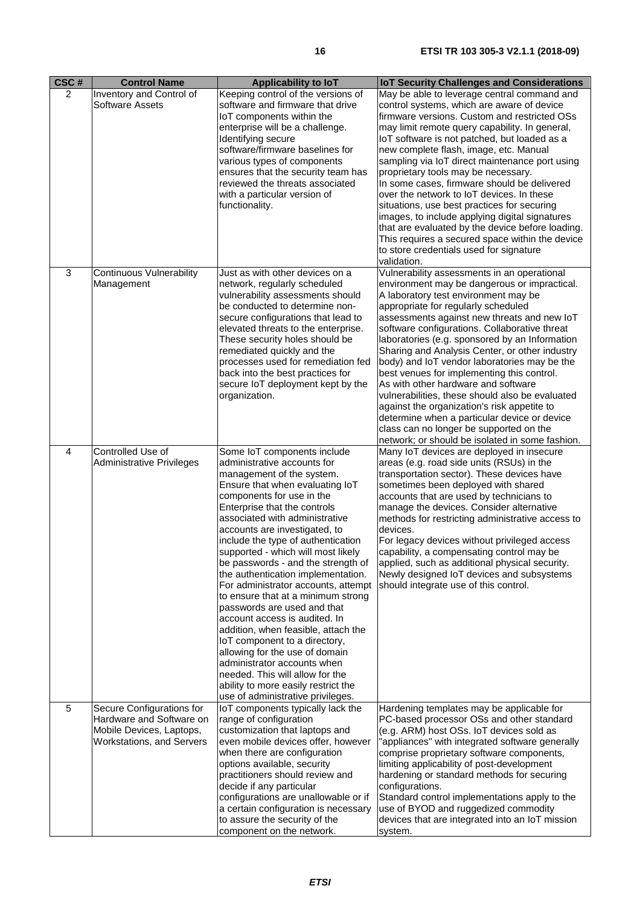| CSC # | Control Name | Applicability to IoT | IoT Security Challenges and Considerations |
|---|---|---|---|
| 2 | Inventory and Control of Software Assets | Keeping control of the versions of software and firmware that drive IoT components within the enterprise will be a challenge. Identifying secure software/firmware baselines for various types of components ensures that the security team has reviewed the threats associated with a particular version of functionality. | May be able to leverage central command and control systems, which are aware of device firmware versions. Custom and restricted OSs may limit remote query capability. In general, IoT software is not patched, but loaded as a new complete flash, image, etc. Manual sampling via IoT direct maintenance port using proprietary tools may be necessary.<br>In some cases, firmware should be delivered over the network to IoT devices. In these situations, use best practices for securing images, to include applying digital signatures that are evaluated by the device before loading. This requires a secured space within the device to store credentials used for signature validation. |
| 3 | Continuous Vulnerability Management | Just as with other devices on a network, regularly scheduled vulnerability assessments should be conducted to determine non-secure configurations that lead to elevated threats to the enterprise. These security holes should be remediated quickly and the processes used for remediation fed back into the best practices for secure IoT deployment kept by the organization. | Vulnerability assessments in an operational environment may be dangerous or impractical. A laboratory test environment may be appropriate for regularly scheduled assessments against new threats and new IoT software configurations. Collaborative threat laboratories (e.g. sponsored by an Information Sharing and Analysis Center, or other industry body) and IoT vendor laboratories may be the best venues for implementing this control.<br>As with other hardware and software vulnerabilities, these should also be evaluated against the organization's risk appetite to determine when a particular device or device class can no longer be supported on the network; or should be isolated in some fashion. |
| 4 | Controlled Use of Administrative Privileges | Some IoT components include administrative accounts for management of the system. Ensure that when evaluating IoT components for use in the Enterprise that the controls associated with administrative accounts are investigated, to include the type of authentication supported - which will most likely be passwords - and the strength of the authentication implementation. For administrator accounts, attempt to ensure that at a minimum strong passwords are used and that account access is audited. In addition, when feasible, attach the IoT component to a directory, allowing for the use of domain administrator accounts when needed. This will allow for the ability to more easily restrict the use of administrative privileges. | Many IoT devices are deployed in insecure areas (e.g. road side units (RSUs) in the transportation sector). These devices have sometimes been deployed with shared accounts that are used by technicians to manage the devices. Consider alternative methods for restricting administrative access to devices.<br>For legacy devices without privileged access capability, a compensating control may be applied, such as additional physical security. Newly designed IoT devices and subsystems should integrate use of this control. |
| 5 | Secure Configurations for Hardware and Software on Mobile Devices, Laptops, Workstations, and Servers | IoT components typically lack the range of configuration customization that laptops and even mobile devices offer, however when there are configuration options available, security practitioners should review and decide if any particular configurations are unallowable or if a certain configuration is necessary to assure the security of the component on the network. | Hardening templates may be applicable for PC-based processor OSs and other standard (e.g. ARM) host OSs. IoT devices sold as "appliances" with integrated software generally comprise proprietary software components, limiting applicability of post-development hardening or standard methods for securing configurations.<br>Standard control implementations apply to the use of BYOD and ruggedized commodity devices that are integrated into an IoT mission system. |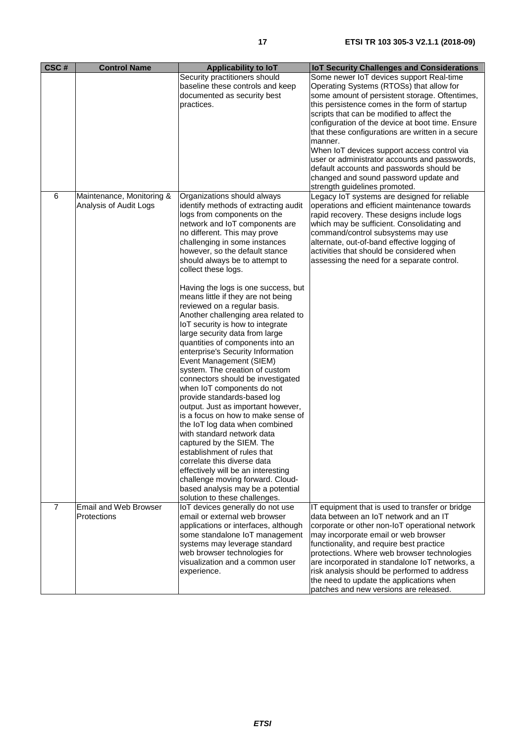| CSC # | Control Name | Applicability to IoT | IoT Security Challenges and Considerations |
|---|---|---|---|
| | | Security practitioners should baseline these controls and keep documented as security best practices. | Some newer IoT devices support Real-time Operating Systems (RTOSs) that allow for some amount of persistent storage. Oftentimes, this persistence comes in the form of startup scripts that can be modified to affect the configuration of the device at boot time. Ensure that these configurations are written in a secure manner.<br>When IoT devices support access control via user or administrator accounts and passwords, default accounts and passwords should be changed and sound password update and strength guidelines promoted. |
| 6 | Maintenance, Monitoring & Analysis of Audit Logs | Organizations should always identify methods of extracting audit logs from components on the network and IoT components are no different. This may prove challenging in some instances however, so the default stance should always be to attempt to collect these logs.<br><br>Having the logs is one success, but means little if they are not being reviewed on a regular basis. Another challenging area related to IoT security is how to integrate large security data from large quantities of components into an enterprise's Security Information Event Management (SIEM) system. The creation of custom connectors should be investigated when IoT components do not provide standards-based log output. Just as important however, is a focus on how to make sense of the IoT log data when combined with standard network data captured by the SIEM. The establishment of rules that correlate this diverse data effectively will be an interesting challenge moving forward. Cloud-based analysis may be a potential solution to these challenges. | Legacy IoT systems are designed for reliable operations and efficient maintenance towards rapid recovery. These designs include logs which may be sufficient. Consolidating and command/control subsystems may use alternate, out-of-band effective logging of activities that should be considered when assessing the need for a separate control. |
| 7 | Email and Web Browser Protections | IoT devices generally do not use email or external web browser applications or interfaces, although some standalone IoT management systems may leverage standard web browser technologies for visualization and a common user experience. | IT equipment that is used to transfer or bridge data between an IoT network and an IT corporate or other non-IoT operational network may incorporate email or web browser functionality, and require best practice protections. Where web browser technologies are incorporated in standalone IoT networks, a risk analysis should be performed to address the need to update the applications when patches and new versions are released. |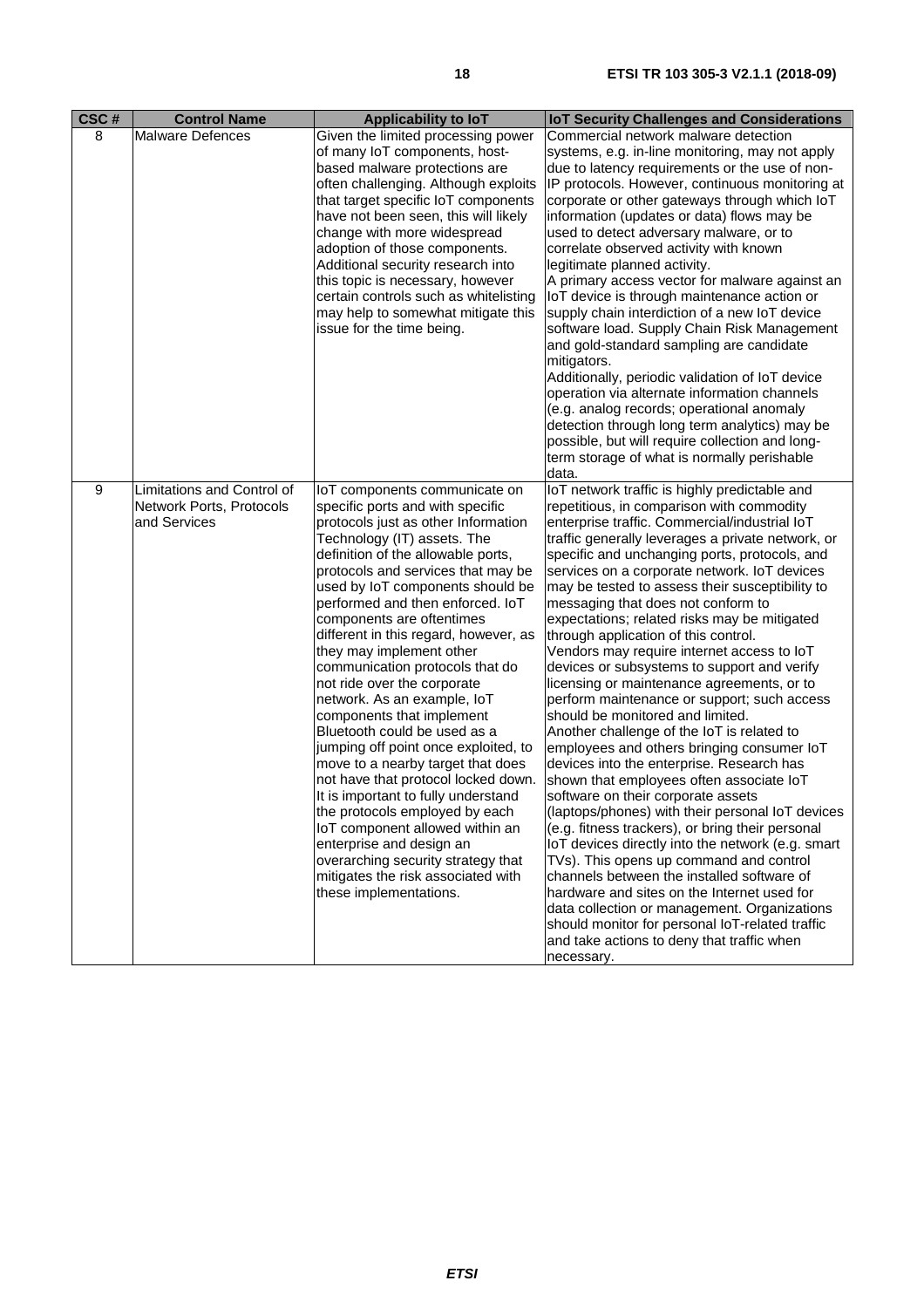| CSC # | Control Name | Applicability to IoT | IoT Security Challenges and Considerations |
|---|---|---|---|
| 8 | Malware Defences | Given the limited processing power of many IoT components, host-based malware protections are often challenging. Although exploits that target specific IoT components have not been seen, this will likely change with more widespread adoption of those components. Additional security research into this topic is necessary, however certain controls such as whitelisting may help to somewhat mitigate this issue for the time being. | Commercial network malware detection systems, e.g. in-line monitoring, may not apply due to latency requirements or the use of non-IP protocols. However, continuous monitoring at corporate or other gateways through which IoT information (updates or data) flows may be used to detect adversary malware, or to correlate observed activity with known legitimate planned activity.<br>A primary access vector for malware against an IoT device is through maintenance action or supply chain interdiction of a new IoT device software load. Supply Chain Risk Management and gold-standard sampling are candidate mitigators.<br>Additionally, periodic validation of IoT device operation via alternate information channels (e.g. analog records; operational anomaly detection through long term analytics) may be possible, but will require collection and long-term storage of what is normally perishable data. |
| 9 | Limitations and Control of Network Ports, Protocols and Services | IoT components communicate on specific ports and with specific protocols just as other Information Technology (IT) assets. The definition of the allowable ports, protocols and services that may be used by IoT components should be performed and then enforced. IoT components are oftentimes different in this regard, however, as they may implement other communication protocols that do not ride over the corporate network. As an example, IoT components that implement Bluetooth could be used as a jumping off point once exploited, to move to a nearby target that does not have that protocol locked down. It is important to fully understand the protocols employed by each IoT component allowed within an enterprise and design an overarching security strategy that mitigates the risk associated with these implementations. | IoT network traffic is highly predictable and repetitious, in comparison with commodity enterprise traffic. Commercial/industrial IoT traffic generally leverages a private network, or specific and unchanging ports, protocols, and services on a corporate network. IoT devices may be tested to assess their susceptibility to messaging that does not conform to expectations; related risks may be mitigated through application of this control.<br>Vendors may require internet access to IoT devices or subsystems to support and verify licensing or maintenance agreements, or to perform maintenance or support; such access should be monitored and limited.<br>Another challenge of the IoT is related to employees and others bringing consumer IoT devices into the enterprise. Research has shown that employees often associate IoT software on their corporate assets (laptops/phones) with their personal IoT devices (e.g. fitness trackers), or bring their personal IoT devices directly into the network (e.g. smart TVs). This opens up command and control channels between the installed software of hardware and sites on the Internet used for data collection or management. Organizations should monitor for personal IoT-related traffic and take actions to deny that traffic when necessary. |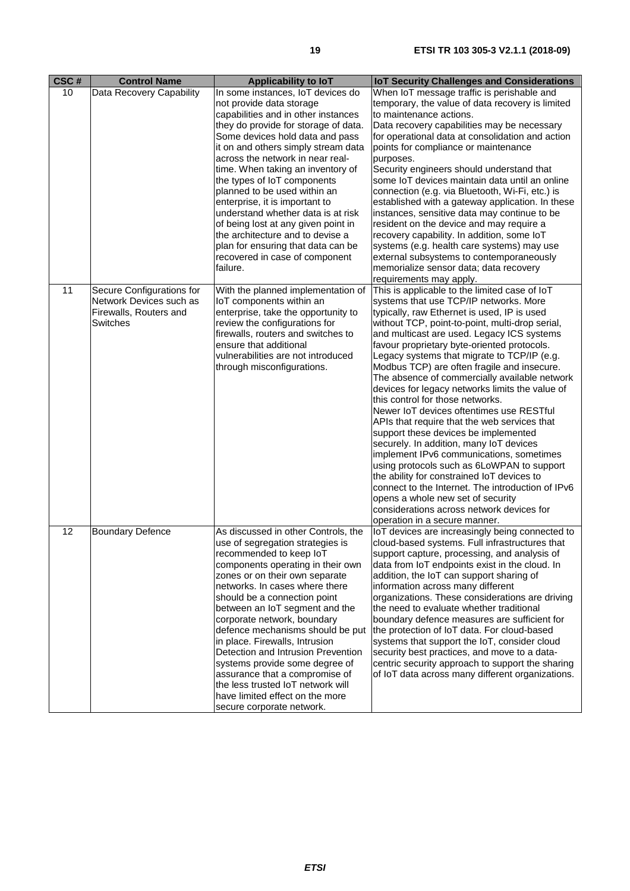| CSC # | Control Name | Applicability to IoT | IoT Security Challenges and Considerations |
|---|---|---|---|
| 10 | Data Recovery Capability | In some instances, IoT devices do not provide data storage capabilities and in other instances they do provide for storage of data. Some devices hold data and pass it on and others simply stream data across the network in near real-time. When taking an inventory of the types of IoT components planned to be used within an enterprise, it is important to understand whether data is at risk of being lost at any given point in the architecture and to devise a plan for ensuring that data can be recovered in case of component failure. | When IoT message traffic is perishable and temporary, the value of data recovery is limited to maintenance actions.<br>Data recovery capabilities may be necessary for operational data at consolidation and action points for compliance or maintenance purposes.<br>Security engineers should understand that some IoT devices maintain data until an online connection (e.g. via Bluetooth, Wi-Fi, etc.) is established with a gateway application. In these instances, sensitive data may continue to be resident on the device and may require a recovery capability. In addition, some IoT systems (e.g. health care systems) may use external subsystems to contemporaneously memorialize sensor data; data recovery requirements may apply. |
| 11 | Secure Configurations for Network Devices such as Firewalls, Routers and Switches | With the planned implementation of IoT components within an enterprise, take the opportunity to review the configurations for firewalls, routers and switches to ensure that additional vulnerabilities are not introduced through misconfigurations. | This is applicable to the limited case of IoT systems that use TCP/IP networks. More typically, raw Ethernet is used, IP is used without TCP, point-to-point, multi-drop serial, and multicast are used. Legacy ICS systems favour proprietary byte-oriented protocols. Legacy systems that migrate to TCP/IP (e.g. Modbus TCP) are often fragile and insecure. The absence of commercially available network devices for legacy networks limits the value of this control for those networks.<br>Newer IoT devices oftentimes use RESTful APIs that require that the web services that support these devices be implemented securely. In addition, many IoT devices implement IPv6 communications, sometimes using protocols such as 6LoWPAN to support the ability for constrained IoT devices to connect to the Internet. The introduction of IPv6 opens a whole new set of security considerations across network devices for operation in a secure manner. |
| 12 | Boundary Defence | As discussed in other Controls, the use of segregation strategies is recommended to keep IoT components operating in their own zones or on their own separate networks. In cases where there should be a connection point between an IoT segment and the corporate network, boundary defence mechanisms should be put in place. Firewalls, Intrusion Detection and Intrusion Prevention systems provide some degree of assurance that a compromise of the less trusted IoT network will have limited effect on the more secure corporate network. | IoT devices are increasingly being connected to cloud-based systems. Full infrastructures that support capture, processing, and analysis of data from IoT endpoints exist in the cloud. In addition, the IoT can support sharing of information across many different organizations. These considerations are driving the need to evaluate whether traditional boundary defence measures are sufficient for the protection of IoT data. For cloud-based systems that support the IoT, consider cloud security best practices, and move to a data-centric security approach to support the sharing of IoT data across many different organizations. |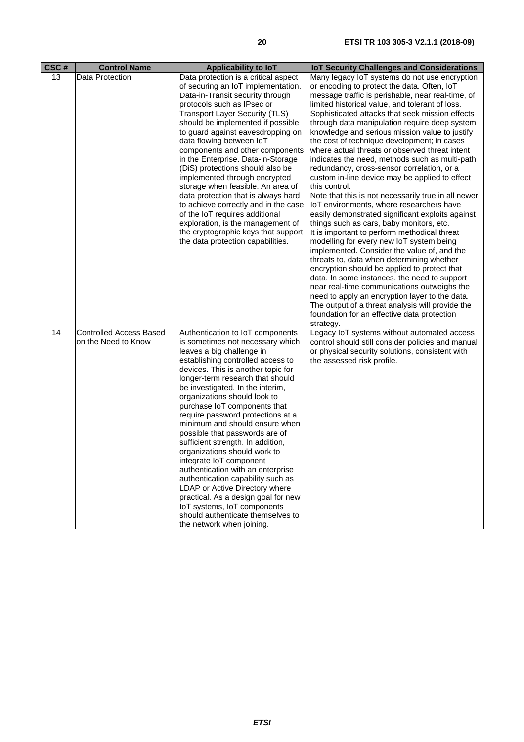| CSC # | Control Name | Applicability to IoT | IoT Security Challenges and Considerations |
|---|---|---|---|
| 13 | Data Protection | Data protection is a critical aspect of securing an IoT implementation. Data-in-Transit security through protocols such as IPsec or Transport Layer Security (TLS) should be implemented if possible to guard against eavesdropping on data flowing between IoT components and other components in the Enterprise. Data-in-Storage (DiS) protections should also be implemented through encrypted storage when feasible. An area of data protection that is always hard to achieve correctly and in the case of the IoT requires additional exploration, is the management of the cryptographic keys that support the data protection capabilities. | Many legacy IoT systems do not use encryption or encoding to protect the data. Often, IoT message traffic is perishable, near real-time, of limited historical value, and tolerant of loss. Sophisticated attacks that seek mission effects through data manipulation require deep system knowledge and serious mission value to justify the cost of technique development; in cases where actual threats or observed threat intent indicates the need, methods such as multi-path redundancy, cross-sensor correlation, or a custom in-line device may be applied to effect this control.<br>Note that this is not necessarily true in all newer IoT environments, where researchers have easily demonstrated significant exploits against things such as cars, baby monitors, etc.<br>It is important to perform methodical threat modelling for every new IoT system being implemented. Consider the value of, and the threats to, data when determining whether encryption should be applied to protect that data. In some instances, the need to support near real-time communications outweighs the need to apply an encryption layer to the data. The output of a threat analysis will provide the foundation for an effective data protection strategy. |
| 14 | Controlled Access Based on the Need to Know | Authentication to IoT components is sometimes not necessary which leaves a big challenge in establishing controlled access to devices. This is another topic for longer-term research that should be investigated. In the interim, organizations should look to purchase IoT components that require password protections at a minimum and should ensure when possible that passwords are of sufficient strength. In addition, organizations should work to integrate IoT component authentication with an enterprise authentication capability such as LDAP or Active Directory where practical. As a design goal for new IoT systems, IoT components should authenticate themselves to the network when joining. | Legacy IoT systems without automated access control should still consider policies and manual or physical security solutions, consistent with the assessed risk profile. |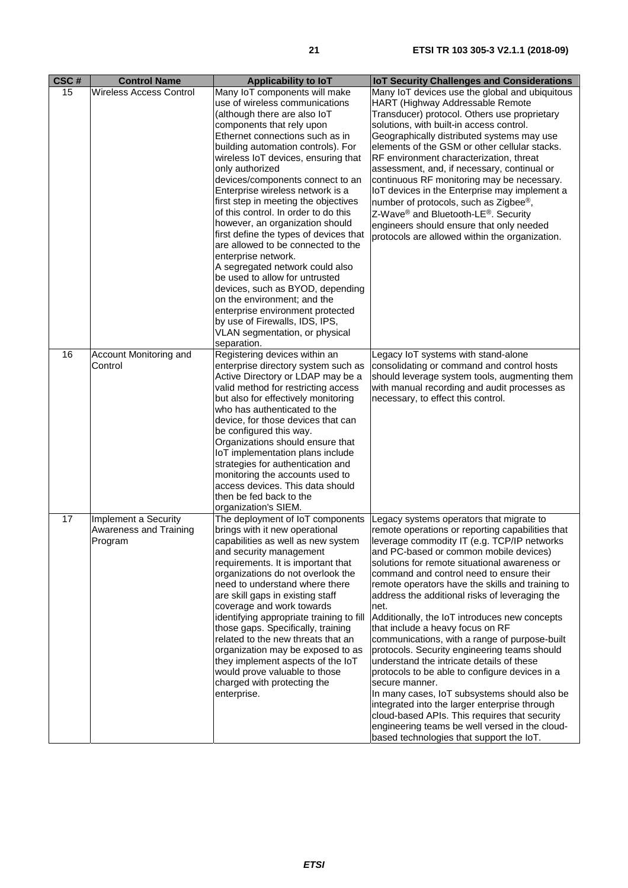| CSC # | Control Name | Applicability to IoT | IoT Security Challenges and Considerations |
|---|---|---|---|
| 15 | Wireless Access Control | Many IoT components will make use of wireless communications (although there are also IoT components that rely upon Ethernet connections such as in building automation controls). For wireless IoT devices, ensuring that only authorized devices/components connect to an Enterprise wireless network is a first step in meeting the objectives of this control. In order to do this however, an organization should first define the types of devices that are allowed to be connected to the enterprise network.<br>A segregated network could also be used to allow for untrusted devices, such as BYOD, depending on the environment; and the enterprise environment protected by use of Firewalls, IDS, IPS, VLAN segmentation, or physical separation. | Many IoT devices use the global and ubiquitous HART (Highway Addressable Remote Transducer) protocol. Others use proprietary solutions, with built-in access control. Geographically distributed systems may use elements of the GSM or other cellular stacks. RF environment characterization, threat assessment, and, if necessary, continual or continuous RF monitoring may be necessary. IoT devices in the Enterprise may implement a number of protocols, such as Zigbee®, Z-Wave® and Bluetooth-LE®. Security engineers should ensure that only needed protocols are allowed within the organization. |
| 16 | Account Monitoring and Control | Registering devices within an enterprise directory system such as Active Directory or LDAP may be a valid method for restricting access but also for effectively monitoring who has authenticated to the device, for those devices that can be configured this way.<br>Organizations should ensure that IoT implementation plans include strategies for authentication and monitoring the accounts used to access devices. This data should then be fed back to the organization's SIEM. | Legacy IoT systems with stand-alone consolidating or command and control hosts should leverage system tools, augmenting them with manual recording and audit processes as necessary, to effect this control. |
| 17 | Implement a Security Awareness and Training Program | The deployment of IoT components brings with it new operational capabilities as well as new system and security management requirements. It is important that organizations do not overlook the need to understand where there are skill gaps in existing staff coverage and work towards identifying appropriate training to fill those gaps. Specifically, training related to the new threats that an organization may be exposed to as they implement aspects of the IoT would prove valuable to those charged with protecting the enterprise. | Legacy systems operators that migrate to remote operations or reporting capabilities that leverage commodity IT (e.g. TCP/IP networks and PC-based or common mobile devices) solutions for remote situational awareness or command and control need to ensure their remote operators have the skills and training to address the additional risks of leveraging the net.<br>Additionally, the IoT introduces new concepts that include a heavy focus on RF communications, with a range of purpose-built protocols. Security engineering teams should understand the intricate details of these protocols to be able to configure devices in a secure manner.<br>In many cases, IoT subsystems should also be integrated into the larger enterprise through cloud-based APIs. This requires that security engineering teams be well versed in the cloud-based technologies that support the IoT. |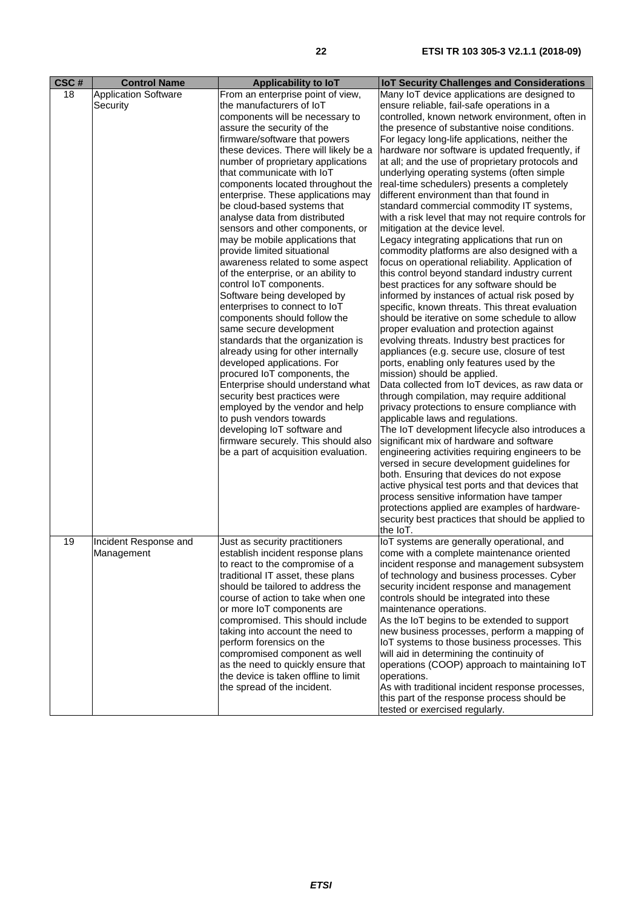| CSC # | Control Name | Applicability to IoT | IoT Security Challenges and Considerations |
|---|---|---|---|
| 18 | Application Software Security | From an enterprise point of view, the manufacturers of IoT components will be necessary to assure the security of the firmware/software that powers these devices. There will likely be a number of proprietary applications that communicate with IoT components located throughout the enterprise. These applications may be cloud-based systems that analyse data from distributed sensors and other components, or may be mobile applications that provide limited situational awareness related to some aspect of the enterprise, or an ability to control IoT components.<br>Software being developed by enterprises to connect to IoT components should follow the same secure development standards that the organization is already using for other internally developed applications. For procured IoT components, the Enterprise should understand what security best practices were employed by the vendor and help to push vendors towards developing IoT software and firmware securely. This should also be a part of acquisition evaluation. | Many IoT device applications are designed to ensure reliable, fail-safe operations in a controlled, known network environment, often in the presence of substantive noise conditions. For legacy long-life applications, neither the hardware nor software is updated frequently, if at all; and the use of proprietary protocols and underlying operating systems (often simple real-time schedulers) presents a completely different environment than that found in standard commercial commodity IT systems, with a risk level that may not require controls for mitigation at the device level.<br>Legacy integrating applications that run on commodity platforms are also designed with a focus on operational reliability. Application of this control beyond standard industry current best practices for any software should be informed by instances of actual risk posed by specific, known threats. This threat evaluation should be iterative on some schedule to allow proper evaluation and protection against evolving threats. Industry best practices for appliances (e.g. secure use, closure of test ports, enabling only features used by the mission) should be applied.<br>Data collected from IoT devices, as raw data or through compilation, may require additional privacy protections to ensure compliance with applicable laws and regulations.<br>The IoT development lifecycle also introduces a significant mix of hardware and software engineering activities requiring engineers to be versed in secure development guidelines for both. Ensuring that devices do not expose active physical test ports and that devices that process sensitive information have tamper protections applied are examples of hardware-security best practices that should be applied to the IoT. |
| 19 | Incident Response and Management | Just as security practitioners establish incident response plans to react to the compromise of a traditional IT asset, these plans should be tailored to address the course of action to take when one or more IoT components are compromised. This should include taking into account the need to perform forensics on the compromised component as well as the need to quickly ensure that the device is taken offline to limit the spread of the incident. | IoT systems are generally operational, and come with a complete maintenance oriented incident response and management subsystem of technology and business processes. Cyber security incident response and management controls should be integrated into these maintenance operations.<br>As the IoT begins to be extended to support new business processes, perform a mapping of IoT systems to those business processes. This will aid in determining the continuity of operations (COOP) approach to maintaining IoT operations.<br>As with traditional incident response processes, this part of the response process should be tested or exercised regularly. |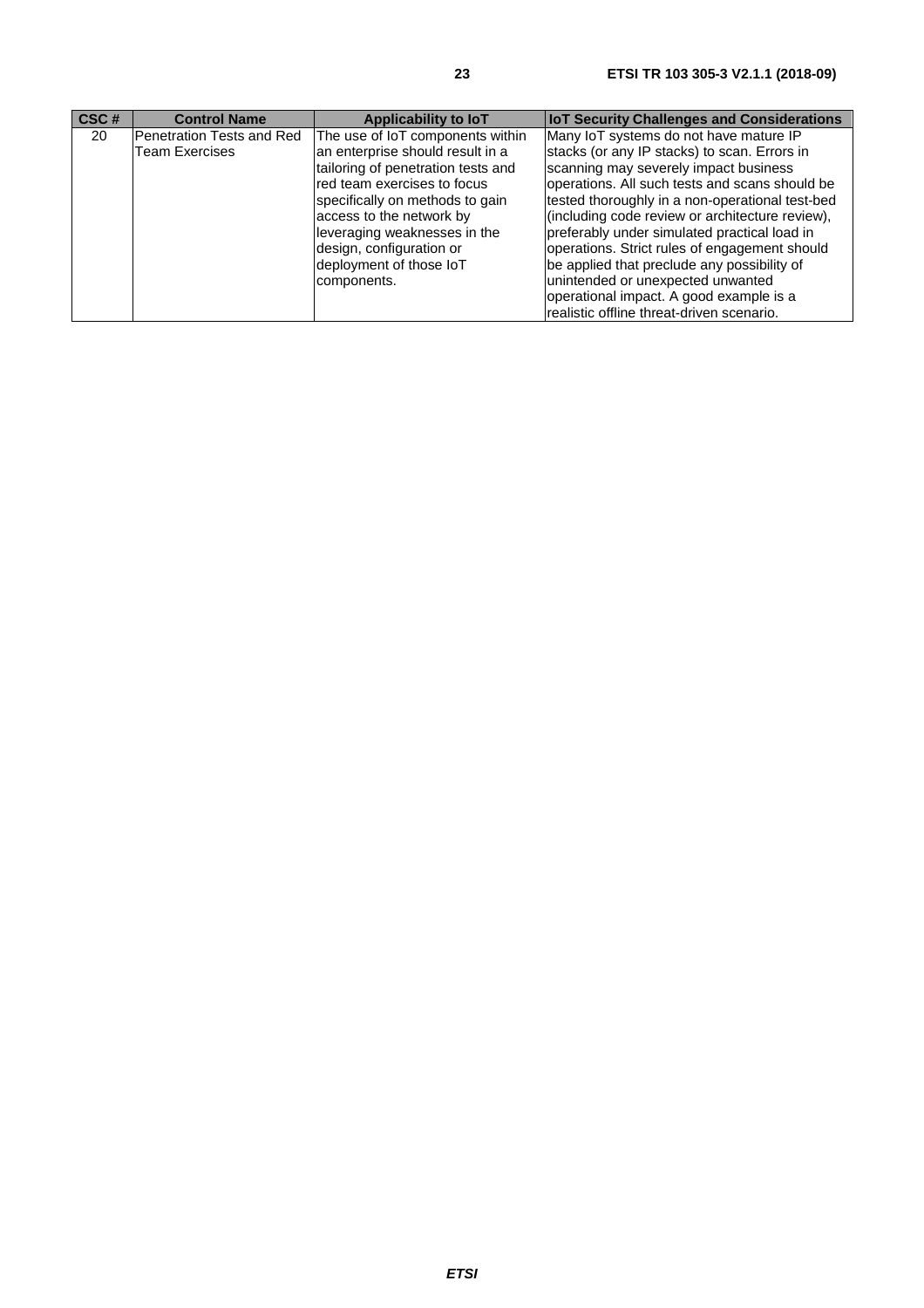| CSC # | Control Name | Applicability to IoT | IoT Security Challenges and Considerations |
|---|---|---|---|
| 20 | Penetration Tests and Red Team Exercises | The use of IoT components within an enterprise should result in a tailoring of penetration tests and red team exercises to focus specifically on methods to gain access to the network by leveraging weaknesses in the design, configuration or deployment of those IoT components. | Many IoT systems do not have mature IP stacks (or any IP stacks) to scan. Errors in scanning may severely impact business operations. All such tests and scans should be tested thoroughly in a non-operational test-bed (including code review or architecture review), preferably under simulated practical load in operations. Strict rules of engagement should be applied that preclude any possibility of unintended or unexpected unwanted operational impact. A good example is a realistic offline threat-driven scenario. |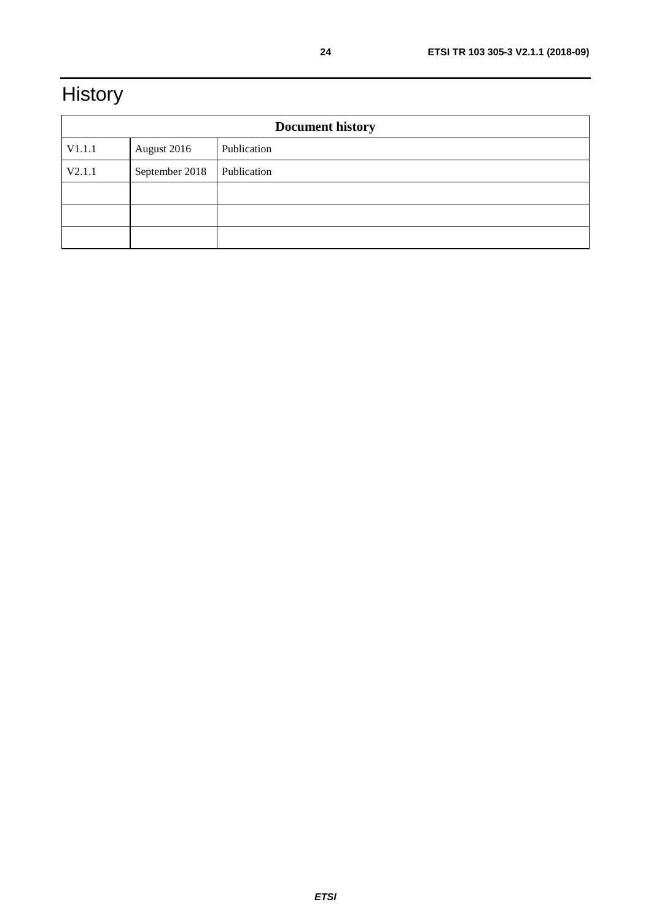# History

| Document history | | |
|---|---|---|
| V1.1.1 | August 2016 | Publication |
| V2.1.1 | September 2018 | Publication |
| | | |
| | | |
| | | |